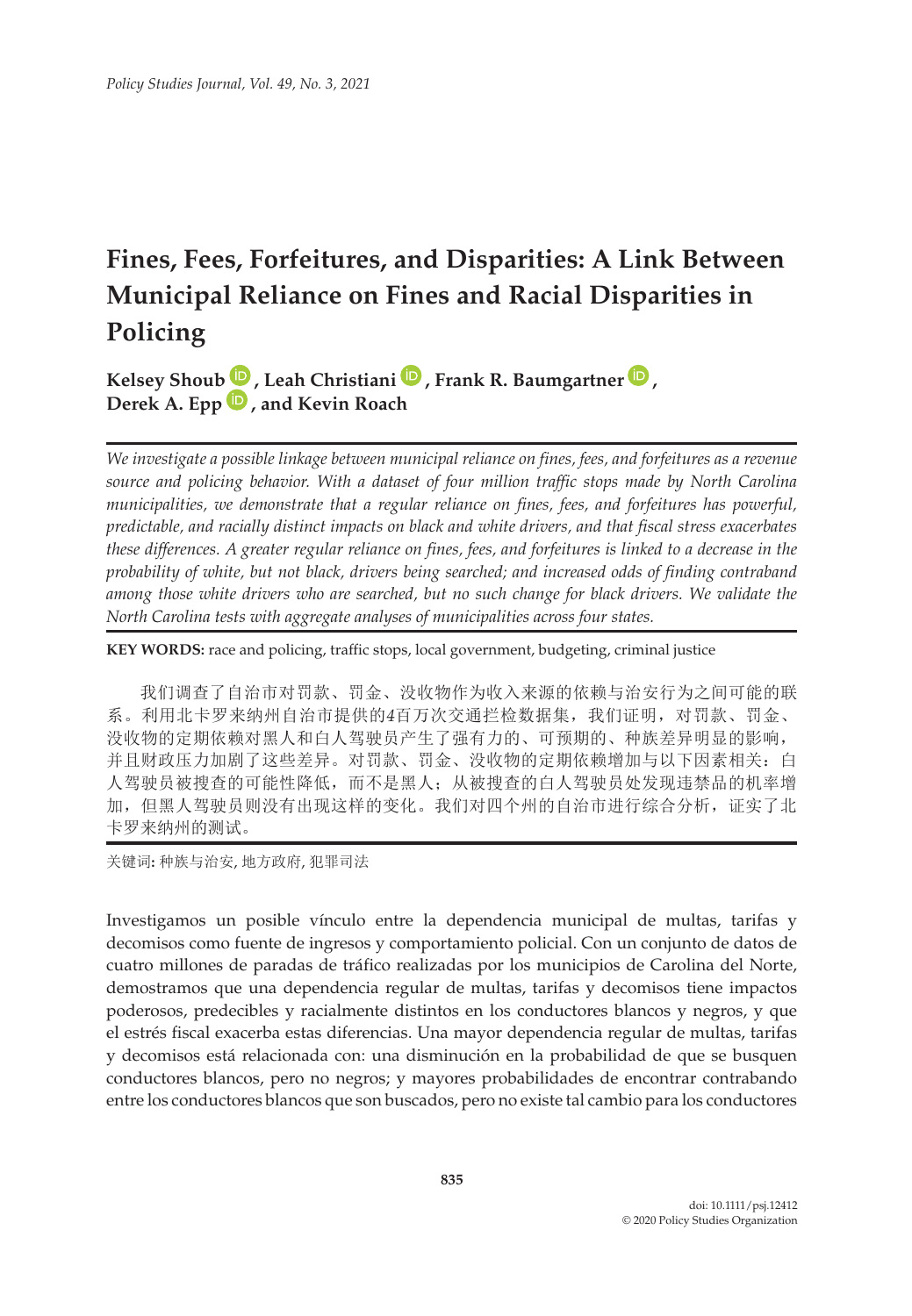# Fines, Fees, Forfeitures, and Disparities: A Link Between Municipal Reliance on Fines and Racial Disparities in Policing

**Kelsey Shoub, Leah Christiani, Frank R. Baumgartner, Derek A. Epp, and Kevin Roach**

*We investigate a possible linkage between municipal reliance on fines, fees, and forfeitures as a revenue source and policing behavior. With a dataset of four million traffic stops made by North Carolina municipalities, we demonstrate that a regular reliance on fines, fees, and forfeitures has powerful, predictable, and racially distinct impacts on black and white drivers, and that fiscal stress exacerbates these differences. A greater regular reliance on fines, fees, and forfeitures is linked to a decrease in the probability of white, but not black, drivers being searched; and increased odds of finding contraband among those white drivers who are searched, but no such change for black drivers. We validate the North Carolina tests with aggregate analyses of municipalities across four states.*

**KEY WORDS:** race and policing, traffic stops, local government, budgeting, criminal justice

我们调查了自治市对罚款、罚金、没收物作为收入来源的依赖与治安行为之间可能的联系。利用北卡罗来纳州自治市提供的4百万次交通拦检数据集，我们证明，对罚款、罚金、没收物的定期依赖对黑人和白人驾驶员产生了强有力的、可预期的、种族差异明显的影响，并且财政压力加剧了这些差异。对罚款、罚金、没收物的定期依赖增加与以下因素相关：白人驾驶员被搜查的可能性降低，而不是黑人；从被搜查的白人驾驶员处发现违禁品的机率增加，但黑人驾驶员则没有出现这样的变化。我们对四个州的自治市进行综合分析，证实了北卡罗来纳州的测试。

关键词: 种族与治安, 地方政府, 犯罪司法

Investigamos un posible vínculo entre la dependencia municipal de multas, tarifas y decomisos como fuente de ingresos y comportamiento policial. Con un conjunto de datos de cuatro millones de paradas de tráfico realizadas por los municipios de Carolina del Norte, demostramos que una dependencia regular de multas, tarifas y decomisos tiene impactos poderosos, predecibles y racialmente distintos en los conductores blancos y negros, y que el estrés fiscal exacerba estas diferencias. Una mayor dependencia regular de multas, tarifas y decomisos está relacionada con: una disminución en la probabilidad de que se busquen conductores blancos, pero no negros; y mayores probabilidades de encontrar contrabando entre los conductores blancos que son buscados, pero no existe tal cambio para los conductores

doi: 10.1111/psj.12412
© 2020 Policy Studies Organization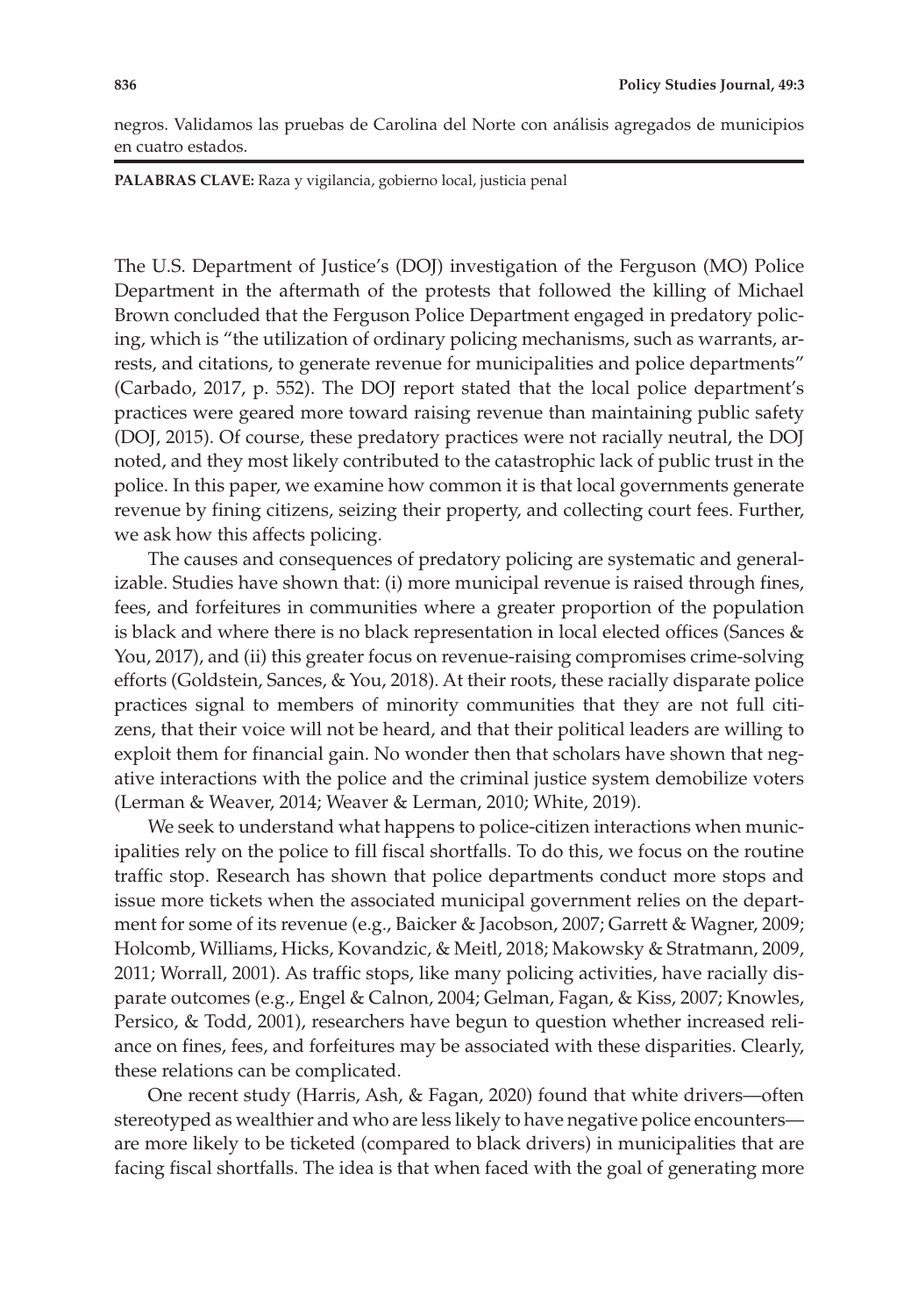negros. Validamos las pruebas de Carolina del Norte con análisis agregados de municipios en cuatro estados.

**PALABRAS CLAVE:** Raza y vigilancia, gobierno local, justicia penal

The U.S. Department of Justice's (DOJ) investigation of the Ferguson (MO) Police Department in the aftermath of the protests that followed the killing of Michael Brown concluded that the Ferguson Police Department engaged in predatory policing, which is "the utilization of ordinary policing mechanisms, such as warrants, arrests, and citations, to generate revenue for municipalities and police departments" (Carbado, 2017, p. 552). The DOJ report stated that the local police department's practices were geared more toward raising revenue than maintaining public safety (DOJ, 2015). Of course, these predatory practices were not racially neutral, the DOJ noted, and they most likely contributed to the catastrophic lack of public trust in the police. In this paper, we examine how common it is that local governments generate revenue by fining citizens, seizing their property, and collecting court fees. Further, we ask how this affects policing.

The causes and consequences of predatory policing are systematic and generalizable. Studies have shown that: (i) more municipal revenue is raised through fines, fees, and forfeitures in communities where a greater proportion of the population is black and where there is no black representation in local elected offices (Sances & You, 2017), and (ii) this greater focus on revenue-raising compromises crime-solving efforts (Goldstein, Sances, & You, 2018). At their roots, these racially disparate police practices signal to members of minority communities that they are not full citizens, that their voice will not be heard, and that their political leaders are willing to exploit them for financial gain. No wonder then that scholars have shown that negative interactions with the police and the criminal justice system demobilize voters (Lerman & Weaver, 2014; Weaver & Lerman, 2010; White, 2019).

We seek to understand what happens to police-citizen interactions when municipalities rely on the police to fill fiscal shortfalls. To do this, we focus on the routine traffic stop. Research has shown that police departments conduct more stops and issue more tickets when the associated municipal government relies on the department for some of its revenue (e.g., Baicker & Jacobson, 2007; Garrett & Wagner, 2009; Holcomb, Williams, Hicks, Kovandzic, & Meitl, 2018; Makowsky & Stratmann, 2009, 2011; Worrall, 2001). As traffic stops, like many policing activities, have racially disparate outcomes (e.g., Engel & Calnon, 2004; Gelman, Fagan, & Kiss, 2007; Knowles, Persico, & Todd, 2001), researchers have begun to question whether increased reliance on fines, fees, and forfeitures may be associated with these disparities. Clearly, these relations can be complicated.

One recent study (Harris, Ash, & Fagan, 2020) found that white drivers—often stereotyped as wealthier and who are less likely to have negative police encounters—are more likely to be ticketed (compared to black drivers) in municipalities that are facing fiscal shortfalls. The idea is that when faced with the goal of generating more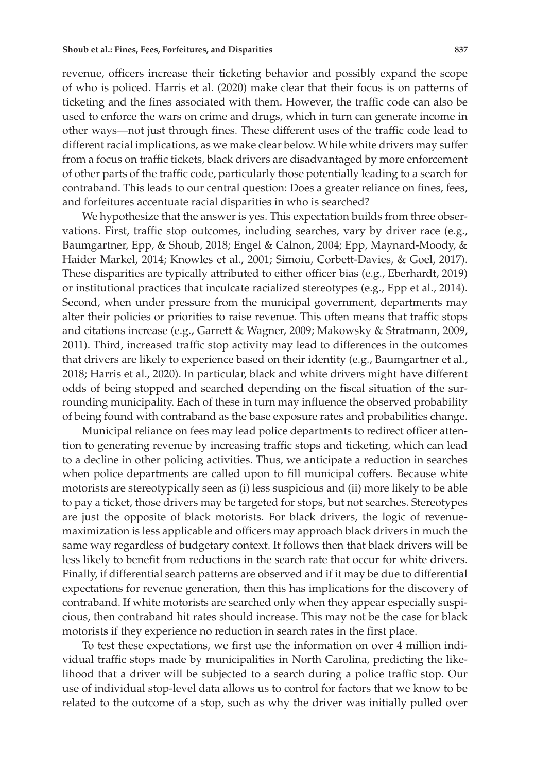revenue, officers increase their ticketing behavior and possibly expand the scope of who is policed. Harris et al. (2020) make clear that their focus is on patterns of ticketing and the fines associated with them. However, the traffic code can also be used to enforce the wars on crime and drugs, which in turn can generate income in other ways—not just through fines. These different uses of the traffic code lead to different racial implications, as we make clear below. While white drivers may suffer from a focus on traffic tickets, black drivers are disadvantaged by more enforcement of other parts of the traffic code, particularly those potentially leading to a search for contraband. This leads to our central question: Does a greater reliance on fines, fees, and forfeitures accentuate racial disparities in who is searched?

We hypothesize that the answer is yes. This expectation builds from three observations. First, traffic stop outcomes, including searches, vary by driver race (e.g., Baumgartner, Epp, & Shoub, 2018; Engel & Calnon, 2004; Epp, Maynard-Moody, & Haider Markel, 2014; Knowles et al., 2001; Simoiu, Corbett-Davies, & Goel, 2017). These disparities are typically attributed to either officer bias (e.g., Eberhardt, 2019) or institutional practices that inculcate racialized stereotypes (e.g., Epp et al., 2014). Second, when under pressure from the municipal government, departments may alter their policies or priorities to raise revenue. This often means that traffic stops and citations increase (e.g., Garrett & Wagner, 2009; Makowsky & Stratmann, 2009, 2011). Third, increased traffic stop activity may lead to differences in the outcomes that drivers are likely to experience based on their identity (e.g., Baumgartner et al., 2018; Harris et al., 2020). In particular, black and white drivers might have different odds of being stopped and searched depending on the fiscal situation of the surrounding municipality. Each of these in turn may influence the observed probability of being found with contraband as the base exposure rates and probabilities change.

Municipal reliance on fees may lead police departments to redirect officer attention to generating revenue by increasing traffic stops and ticketing, which can lead to a decline in other policing activities. Thus, we anticipate a reduction in searches when police departments are called upon to fill municipal coffers. Because white motorists are stereotypically seen as (i) less suspicious and (ii) more likely to be able to pay a ticket, those drivers may be targeted for stops, but not searches. Stereotypes are just the opposite of black motorists. For black drivers, the logic of revenue-maximization is less applicable and officers may approach black drivers in much the same way regardless of budgetary context. It follows then that black drivers will be less likely to benefit from reductions in the search rate that occur for white drivers. Finally, if differential search patterns are observed and if it may be due to differential expectations for revenue generation, then this has implications for the discovery of contraband. If white motorists are searched only when they appear especially suspicious, then contraband hit rates should increase. This may not be the case for black motorists if they experience no reduction in search rates in the first place.

To test these expectations, we first use the information on over 4 million individual traffic stops made by municipalities in North Carolina, predicting the likelihood that a driver will be subjected to a search during a police traffic stop. Our use of individual stop-level data allows us to control for factors that we know to be related to the outcome of a stop, such as why the driver was initially pulled over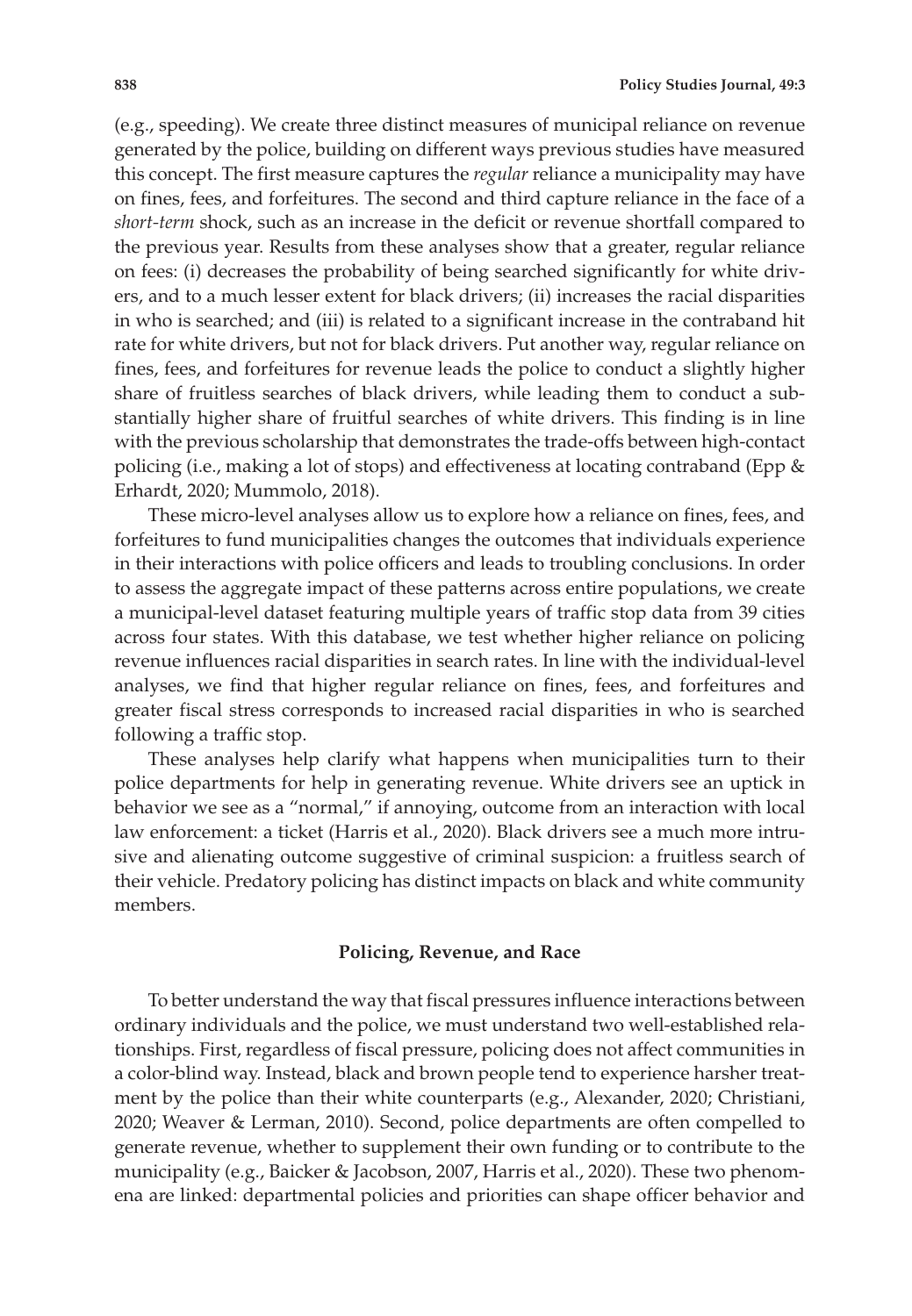(e.g., speeding). We create three distinct measures of municipal reliance on revenue generated by the police, building on different ways previous studies have measured this concept. The first measure captures the *regular* reliance a municipality may have on fines, fees, and forfeitures. The second and third capture reliance in the face of a *short-term* shock, such as an increase in the deficit or revenue shortfall compared to the previous year. Results from these analyses show that a greater, regular reliance on fees: (i) decreases the probability of being searched significantly for white drivers, and to a much lesser extent for black drivers; (ii) increases the racial disparities in who is searched; and (iii) is related to a significant increase in the contraband hit rate for white drivers, but not for black drivers. Put another way, regular reliance on fines, fees, and forfeitures for revenue leads the police to conduct a slightly higher share of fruitless searches of black drivers, while leading them to conduct a substantially higher share of fruitful searches of white drivers. This finding is in line with the previous scholarship that demonstrates the trade-offs between high-contact policing (i.e., making a lot of stops) and effectiveness at locating contraband (Epp & Erhardt, 2020; Mummolo, 2018).

These micro-level analyses allow us to explore how a reliance on fines, fees, and forfeitures to fund municipalities changes the outcomes that individuals experience in their interactions with police officers and leads to troubling conclusions. In order to assess the aggregate impact of these patterns across entire populations, we create a municipal-level dataset featuring multiple years of traffic stop data from 39 cities across four states. With this database, we test whether higher reliance on policing revenue influences racial disparities in search rates. In line with the individual-level analyses, we find that higher regular reliance on fines, fees, and forfeitures and greater fiscal stress corresponds to increased racial disparities in who is searched following a traffic stop.

These analyses help clarify what happens when municipalities turn to their police departments for help in generating revenue. White drivers see an uptick in behavior we see as a "normal," if annoying, outcome from an interaction with local law enforcement: a ticket (Harris et al., 2020). Black drivers see a much more intrusive and alienating outcome suggestive of criminal suspicion: a fruitless search of their vehicle. Predatory policing has distinct impacts on black and white community members.

## Policing, Revenue, and Race

To better understand the way that fiscal pressures influence interactions between ordinary individuals and the police, we must understand two well-established relationships. First, regardless of fiscal pressure, policing does not affect communities in a color-blind way. Instead, black and brown people tend to experience harsher treatment by the police than their white counterparts (e.g., Alexander, 2020; Christiani, 2020; Weaver & Lerman, 2010). Second, police departments are often compelled to generate revenue, whether to supplement their own funding or to contribute to the municipality (e.g., Baicker & Jacobson, 2007, Harris et al., 2020). These two phenomena are linked: departmental policies and priorities can shape officer behavior and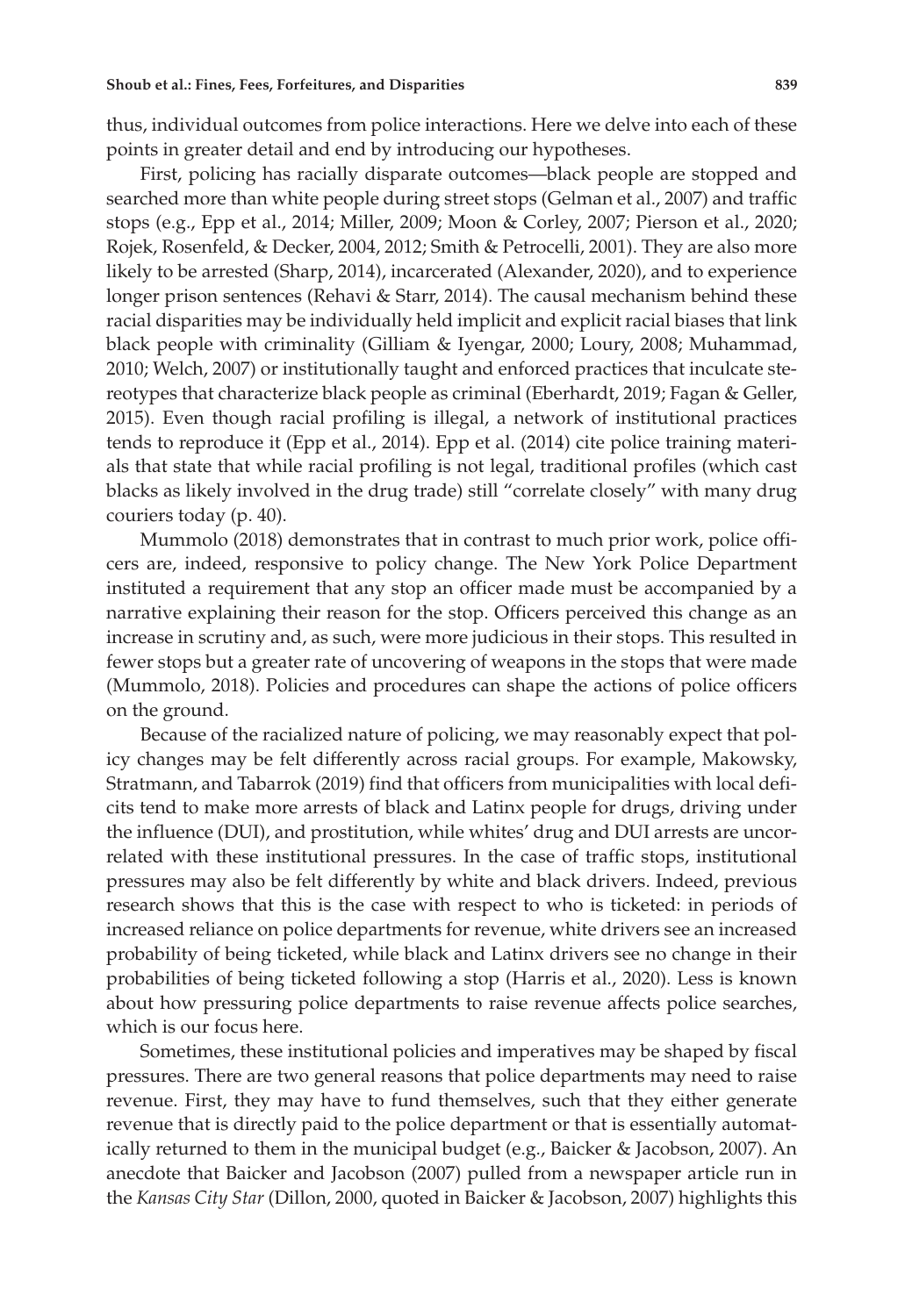thus, individual outcomes from police interactions. Here we delve into each of these points in greater detail and end by introducing our hypotheses.

First, policing has racially disparate outcomes—black people are stopped and searched more than white people during street stops (Gelman et al., 2007) and traffic stops (e.g., Epp et al., 2014; Miller, 2009; Moon & Corley, 2007; Pierson et al., 2020; Rojek, Rosenfeld, & Decker, 2004, 2012; Smith & Petrocelli, 2001). They are also more likely to be arrested (Sharp, 2014), incarcerated (Alexander, 2020), and to experience longer prison sentences (Rehavi & Starr, 2014). The causal mechanism behind these racial disparities may be individually held implicit and explicit racial biases that link black people with criminality (Gilliam & Iyengar, 2000; Loury, 2008; Muhammad, 2010; Welch, 2007) or institutionally taught and enforced practices that inculcate stereotypes that characterize black people as criminal (Eberhardt, 2019; Fagan & Geller, 2015). Even though racial profiling is illegal, a network of institutional practices tends to reproduce it (Epp et al., 2014). Epp et al. (2014) cite police training materials that state that while racial profiling is not legal, traditional profiles (which cast blacks as likely involved in the drug trade) still "correlate closely" with many drug couriers today (p. 40).

Mummolo (2018) demonstrates that in contrast to much prior work, police officers are, indeed, responsive to policy change. The New York Police Department instituted a requirement that any stop an officer made must be accompanied by a narrative explaining their reason for the stop. Officers perceived this change as an increase in scrutiny and, as such, were more judicious in their stops. This resulted in fewer stops but a greater rate of uncovering of weapons in the stops that were made (Mummolo, 2018). Policies and procedures can shape the actions of police officers on the ground.

Because of the racialized nature of policing, we may reasonably expect that policy changes may be felt differently across racial groups. For example, Makowsky, Stratmann, and Tabarrok (2019) find that officers from municipalities with local deficits tend to make more arrests of black and Latinx people for drugs, driving under the influence (DUI), and prostitution, while whites' drug and DUI arrests are uncorrelated with these institutional pressures. In the case of traffic stops, institutional pressures may also be felt differently by white and black drivers. Indeed, previous research shows that this is the case with respect to who is ticketed: in periods of increased reliance on police departments for revenue, white drivers see an increased probability of being ticketed, while black and Latinx drivers see no change in their probabilities of being ticketed following a stop (Harris et al., 2020). Less is known about how pressuring police departments to raise revenue affects police searches, which is our focus here.

Sometimes, these institutional policies and imperatives may be shaped by fiscal pressures. There are two general reasons that police departments may need to raise revenue. First, they may have to fund themselves, such that they either generate revenue that is directly paid to the police department or that is essentially automatically returned to them in the municipal budget (e.g., Baicker & Jacobson, 2007). An anecdote that Baicker and Jacobson (2007) pulled from a newspaper article run in the *Kansas City Star* (Dillon, 2000, quoted in Baicker & Jacobson, 2007) highlights this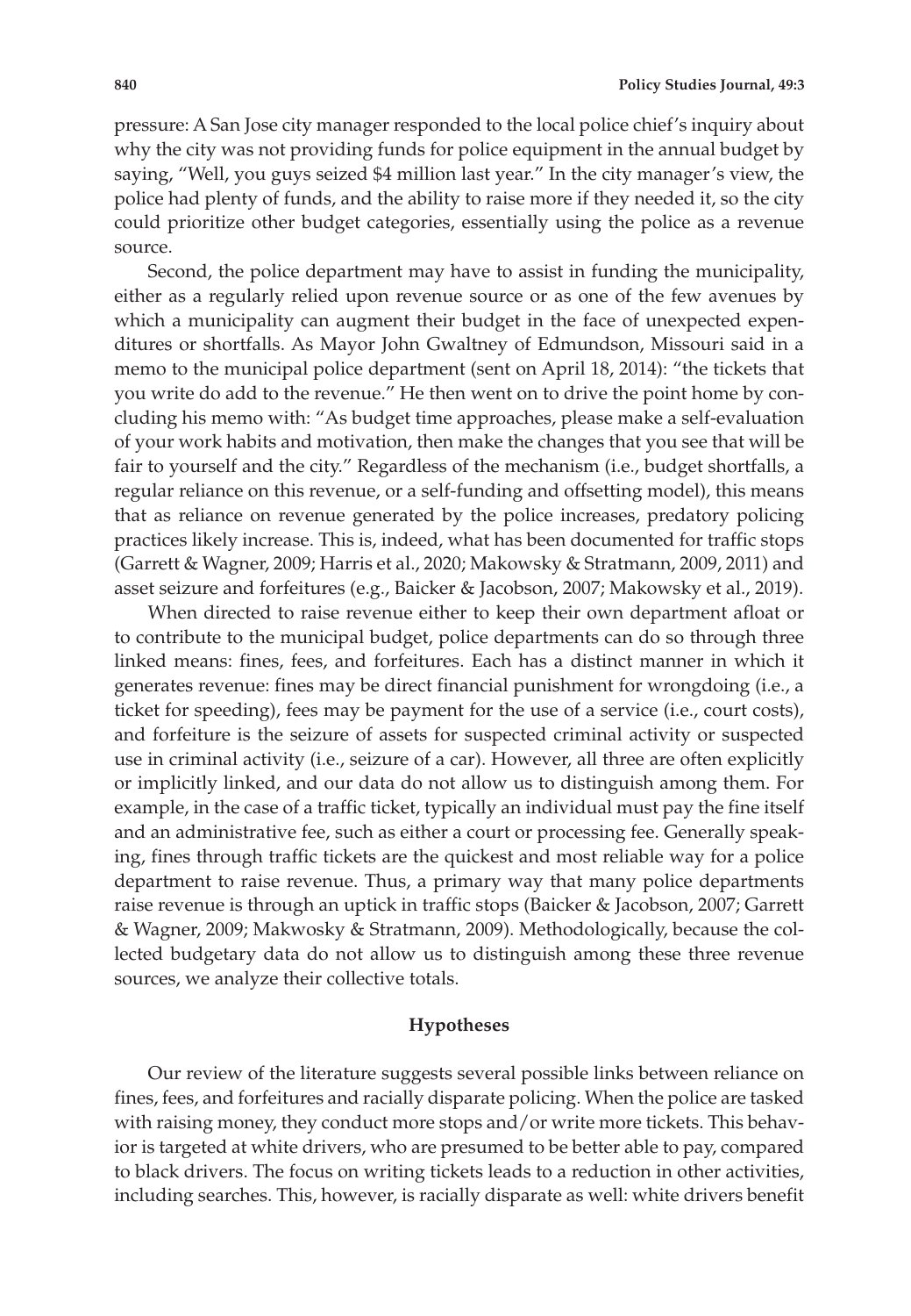pressure: A San Jose city manager responded to the local police chief's inquiry about why the city was not providing funds for police equipment in the annual budget by saying, "Well, you guys seized $4 million last year." In the city manager's view, the police had plenty of funds, and the ability to raise more if they needed it, so the city could prioritize other budget categories, essentially using the police as a revenue source.

Second, the police department may have to assist in funding the municipality, either as a regularly relied upon revenue source or as one of the few avenues by which a municipality can augment their budget in the face of unexpected expenditures or shortfalls. As Mayor John Gwaltney of Edmundson, Missouri said in a memo to the municipal police department (sent on April 18, 2014): "the tickets that you write do add to the revenue." He then went on to drive the point home by concluding his memo with: "As budget time approaches, please make a self-evaluation of your work habits and motivation, then make the changes that you see that will be fair to yourself and the city." Regardless of the mechanism (i.e., budget shortfalls, a regular reliance on this revenue, or a self-funding and offsetting model), this means that as reliance on revenue generated by the police increases, predatory policing practices likely increase. This is, indeed, what has been documented for traffic stops (Garrett & Wagner, 2009; Harris et al., 2020; Makowsky & Stratmann, 2009, 2011) and asset seizure and forfeitures (e.g., Baicker & Jacobson, 2007; Makowsky et al., 2019).

When directed to raise revenue either to keep their own department afloat or to contribute to the municipal budget, police departments can do so through three linked means: fines, fees, and forfeitures. Each has a distinct manner in which it generates revenue: fines may be direct financial punishment for wrongdoing (i.e., a ticket for speeding), fees may be payment for the use of a service (i.e., court costs), and forfeiture is the seizure of assets for suspected criminal activity or suspected use in criminal activity (i.e., seizure of a car). However, all three are often explicitly or implicitly linked, and our data do not allow us to distinguish among them. For example, in the case of a traffic ticket, typically an individual must pay the fine itself and an administrative fee, such as either a court or processing fee. Generally speaking, fines through traffic tickets are the quickest and most reliable way for a police department to raise revenue. Thus, a primary way that many police departments raise revenue is through an uptick in traffic stops (Baicker & Jacobson, 2007; Garrett & Wagner, 2009; Makwosky & Stratmann, 2009). Methodologically, because the collected budgetary data do not allow us to distinguish among these three revenue sources, we analyze their collective totals.

## Hypotheses

Our review of the literature suggests several possible links between reliance on fines, fees, and forfeitures and racially disparate policing. When the police are tasked with raising money, they conduct more stops and/or write more tickets. This behavior is targeted at white drivers, who are presumed to be better able to pay, compared to black drivers. The focus on writing tickets leads to a reduction in other activities, including searches. This, however, is racially disparate as well: white drivers benefit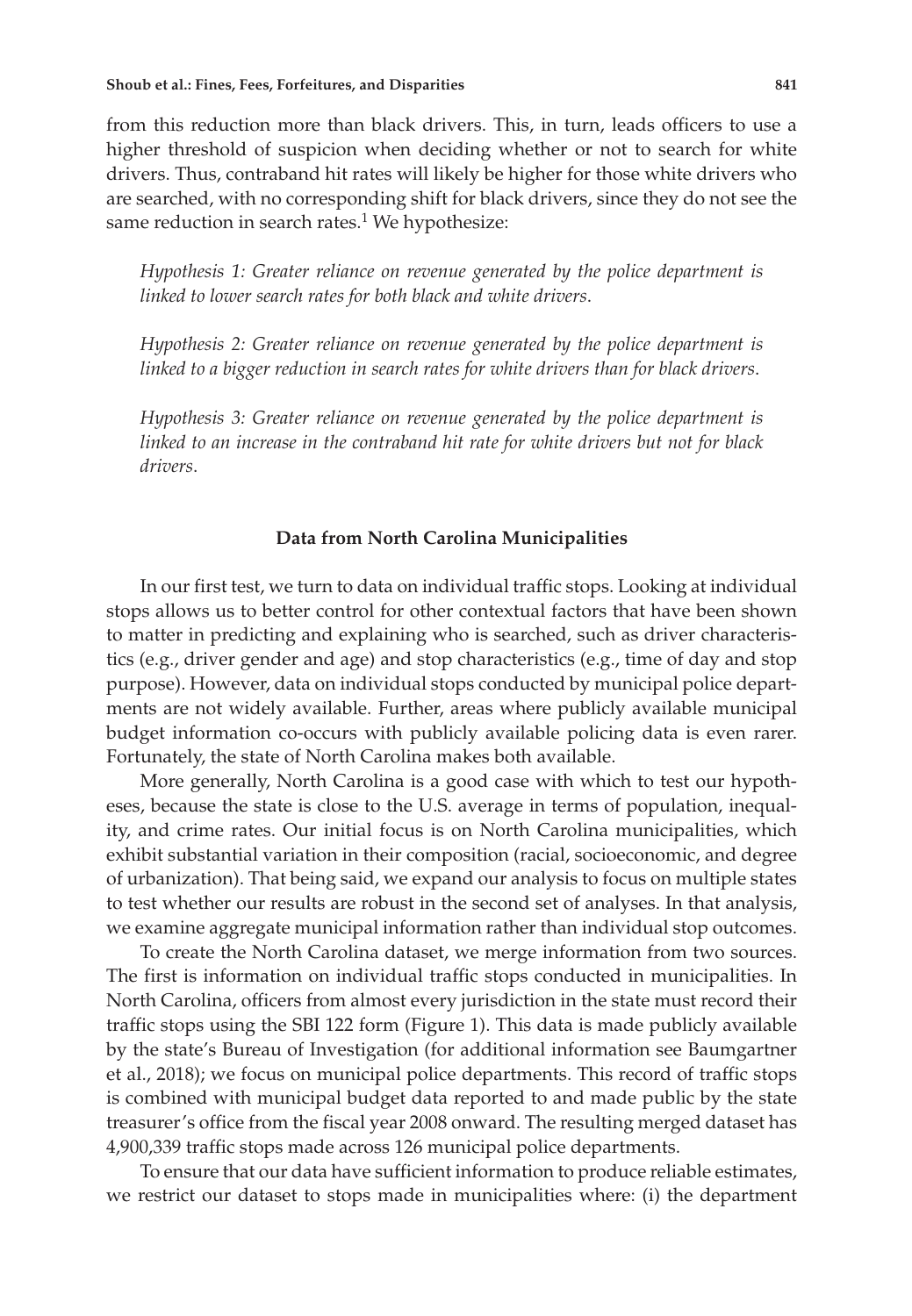from this reduction more than black drivers. This, in turn, leads officers to use a higher threshold of suspicion when deciding whether or not to search for white drivers. Thus, contraband hit rates will likely be higher for those white drivers who are searched, with no corresponding shift for black drivers, since they do not see the same reduction in search rates.[1] We hypothesize:

*Hypothesis 1: Greater reliance on revenue generated by the police department is linked to lower search rates for both black and white drivers.*

*Hypothesis 2: Greater reliance on revenue generated by the police department is linked to a bigger reduction in search rates for white drivers than for black drivers.*

*Hypothesis 3: Greater reliance on revenue generated by the police department is linked to an increase in the contraband hit rate for white drivers but not for black drivers.*

## Data from North Carolina Municipalities

In our first test, we turn to data on individual traffic stops. Looking at individual stops allows us to better control for other contextual factors that have been shown to matter in predicting and explaining who is searched, such as driver characteristics (e.g., driver gender and age) and stop characteristics (e.g., time of day and stop purpose). However, data on individual stops conducted by municipal police departments are not widely available. Further, areas where publicly available municipal budget information co-occurs with publicly available policing data is even rarer. Fortunately, the state of North Carolina makes both available.

More generally, North Carolina is a good case with which to test our hypotheses, because the state is close to the U.S. average in terms of population, inequality, and crime rates. Our initial focus is on North Carolina municipalities, which exhibit substantial variation in their composition (racial, socioeconomic, and degree of urbanization). That being said, we expand our analysis to focus on multiple states to test whether our results are robust in the second set of analyses. In that analysis, we examine aggregate municipal information rather than individual stop outcomes.

To create the North Carolina dataset, we merge information from two sources. The first is information on individual traffic stops conducted in municipalities. In North Carolina, officers from almost every jurisdiction in the state must record their traffic stops using the SBI 122 form (Figure 1). This data is made publicly available by the state's Bureau of Investigation (for additional information see Baumgartner et al., 2018); we focus on municipal police departments. This record of traffic stops is combined with municipal budget data reported to and made public by the state treasurer's office from the fiscal year 2008 onward. The resulting merged dataset has 4,900,339 traffic stops made across 126 municipal police departments.

To ensure that our data have sufficient information to produce reliable estimates, we restrict our dataset to stops made in municipalities where: (i) the department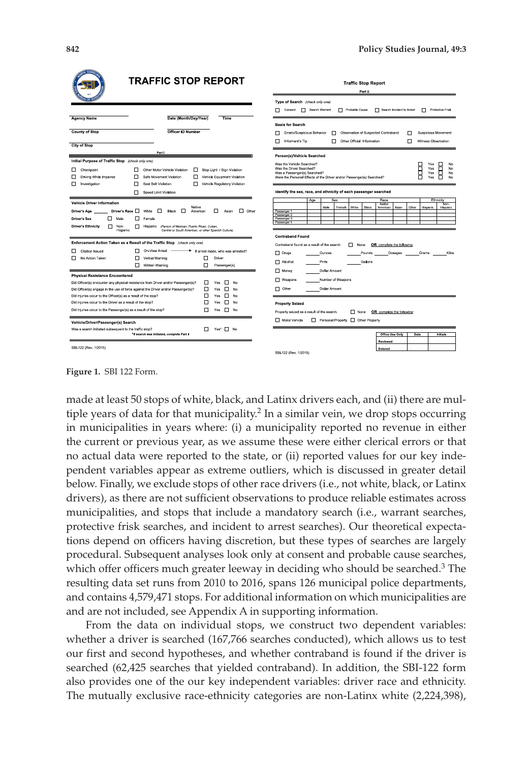**TRAFFIC STOP REPORT**

| Agency Name | Date (Month/Day/Year) | Time |
|---|---|---|
| County of Stop | Officer ID Number | |
| City of Stop | | |

**Part I**

**Initial Purpose of Traffic Stop** *(check only one)*

- ☐ Checkpoint ☐ Other Motor Vehicle Violation ☐ Stop Light / Sign Violation
- ☐ Driving While Impaired ☐ Safe Movement Violation ☐ Vehicle Equipment Violation
- ☐ Investigation ☐ Seat Belt Violation ☐ Vehicle Regulatory Violation
- ☐ Speed Limit Violation

**Vehicle Driver Information**

Driver's Age ______ Driver's Race ☐ White ☐ Black ☐ Native American ☐ Asian ☐ Other

Driver's Sex ☐ Male ☐ Female

Driver's Ethnicity ☐ Non-Hispanic ☐ Hispanic *(Person of Mexican, Puerto Rican, Cuban, Central or South American, or other Spanish Culture)*

**Enforcement Action Taken as a Result of the Traffic Stop** *(check only one)*

- ☐ Citation Issued ☐ On-View Arrest → If arrest made, who was arrested?
- ☐ No Action Taken ☐ Verbal Warning ☐ Driver
- ☐ Written Warning ☐ Passenger(s)

**Physical Resistance Encountered**

| | |
|---|---|
| Did Officer(s) encounter any physical resistance from Driver and/or Passenger(s)? | ☐ Yes ☐ No |
| Did Officer(s) engage in the use of force against the Driver and/or Passenger(s)? | ☐ Yes ☐ No |
| Did injuries occur to the Officer(s) as a result of the stop? | ☐ Yes ☐ No |
| Did injuries occur to the Driver as a result of the stop? | ☐ Yes ☐ No |
| Did injuries occur to the Passenger(s) as a result of the stop? | ☐ Yes ☐ No |

**Vehicle/Driver/Passenger(s) Search**

Was a search initiated subsequent to the traffic stop? ☐ Yes* ☐ No

*If search was initiated, complete Part II

SBI-122 (Rev. 1/2015)

**Traffic Stop Report**

**Part II**

**Type of Search** *(check only one)*

☐ Consent ☐ Search Warrant ☐ Probable Cause ☐ Search Incident to Arrest ☐ Protective Frisk

**Basis for Search**

- ☐ Erratic/Suspicious Behavior ☐ Observation of Suspected Contraband ☐ Suspicious Movement
- ☐ Informant's Tip ☐ Other Official Information ☐ Witness Observation

**Person(s)/Vehicle Searched**

| | |
|---|---|
| Was the Vehicle Searched? | ☐ Yes ☐ No |
| Was the Driver Searched? | ☐ Yes ☐ No |
| Was a Passenger(s) Searched? | ☐ Yes ☐ No |
| Were the Personal Effects of the Driver and/or Passenger(s) Searched? | ☐ Yes ☐ No |

**Identify the sex, race, and ethnicity of each passenger searched**

| | Age | Sex | | Race | | | | | Ethnicity | |
|---|---|---|---|---|---|---|---|---|---|---|
| | | Male | Female | White | Black | Native American | Asian | Other | Hispanic | Non-Hispanic |
| Passenger 1 | | | | | | | | | | |
| Passenger 2 | | | | | | | | | | |
| Passenger 3 | | | | | | | | | | |
| Passenger 4 | | | | | | | | | | |

**Contraband Found**

Contraband found as a result of the search: ☐ None **OR** complete the following:

- ☐ Drugs ______ Ounces ______ Pounds ______ Dosages ______ Grams ______ Kilos
- ☐ Alcohol ______ Pints ______ Gallons
- ☐ Money ______ Dollar Amount
- ☐ Weapons ______ Number of Weapons
- ☐ Other ______ Dollar Amount

**Property Seized**

Property seized as a result of the search: ☐ None **OR** complete the following:

☐ Motor Vehicle ☐ Personal Property ☐ Other Property

| Office Use Only | Date | Initials |
|---|---|---|
| Reviewed | | |
| Entered | | |

SBI-122 (Rev. 1/2015)

**Figure 1.** SBI 122 Form.

made at least 50 stops of white, black, and Latinx drivers each, and (ii) there are multiple years of data for that municipality.[2] In a similar vein, we drop stops occurring in municipalities in years where: (i) a municipality reported no revenue in either the current or previous year, as we assume these were either clerical errors or that no actual data were reported to the state, or (ii) reported values for our key independent variables appear as extreme outliers, which is discussed in greater detail below. Finally, we exclude stops of other race drivers (i.e., not white, black, or Latinx drivers), as there are not sufficient observations to produce reliable estimates across municipalities, and stops that include a mandatory search (i.e., warrant searches, protective frisk searches, and incident to arrest searches). Our theoretical expectations depend on officers having discretion, but these types of searches are largely procedural. Subsequent analyses look only at consent and probable cause searches, which offer officers much greater leeway in deciding who should be searched.[3] The resulting data set runs from 2010 to 2016, spans 126 municipal police departments, and contains 4,579,471 stops. For additional information on which municipalities are and are not included, see Appendix A in supporting information.

From the data on individual stops, we construct two dependent variables: whether a driver is searched (167,766 searches conducted), which allows us to test our first and second hypotheses, and whether contraband is found if the driver is searched (62,425 searches that yielded contraband). In addition, the SBI-122 form also provides one of the our key independent variables: driver race and ethnicity. The mutually exclusive race-ethnicity categories are non-Latinx white (2,224,398),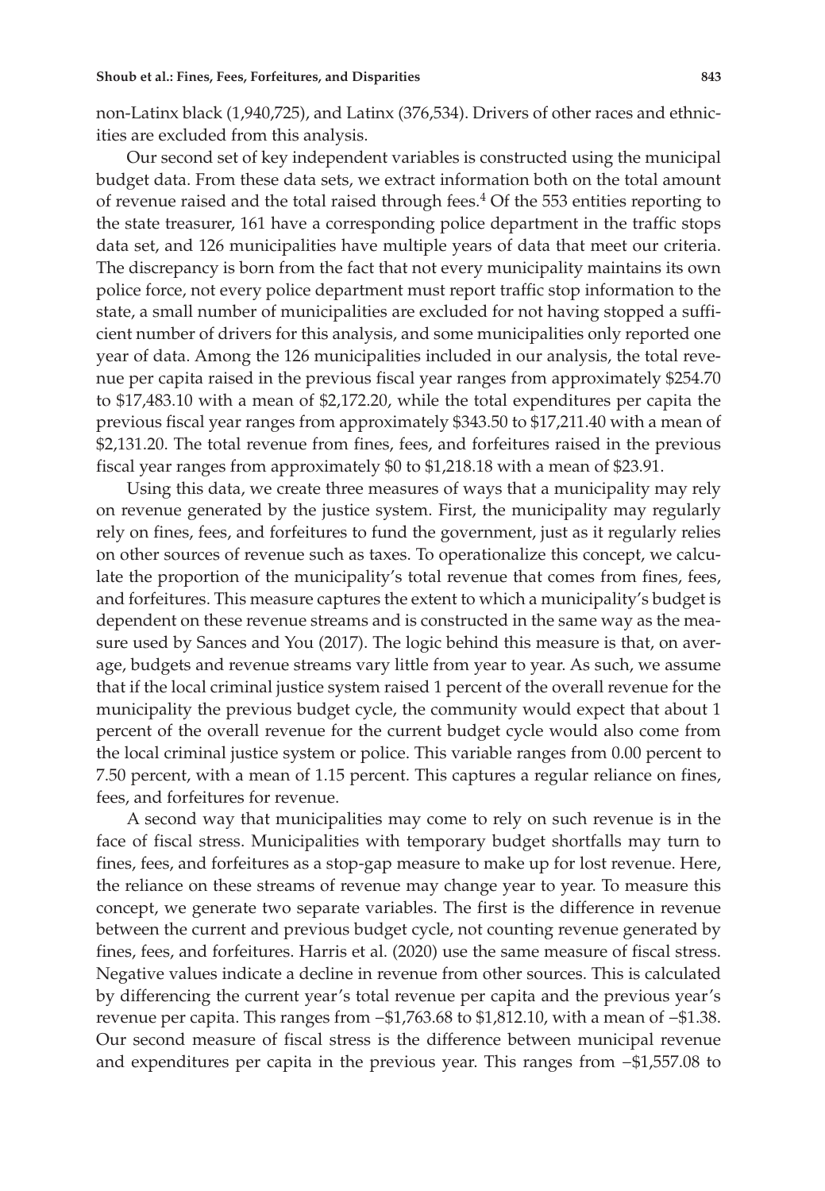non-Latinx black (1,940,725), and Latinx (376,534). Drivers of other races and ethnicities are excluded from this analysis.

Our second set of key independent variables is constructed using the municipal budget data. From these data sets, we extract information both on the total amount of revenue raised and the total raised through fees.[4] Of the 553 entities reporting to the state treasurer, 161 have a corresponding police department in the traffic stops data set, and 126 municipalities have multiple years of data that meet our criteria. The discrepancy is born from the fact that not every municipality maintains its own police force, not every police department must report traffic stop information to the state, a small number of municipalities are excluded for not having stopped a sufficient number of drivers for this analysis, and some municipalities only reported one year of data. Among the 126 municipalities included in our analysis, the total revenue per capita raised in the previous fiscal year ranges from approximately \$254.70 to \$17,483.10 with a mean of \$2,172.20, while the total expenditures per capita the previous fiscal year ranges from approximately \$343.50 to \$17,211.40 with a mean of \$2,131.20. The total revenue from fines, fees, and forfeitures raised in the previous fiscal year ranges from approximately \$0 to \$1,218.18 with a mean of \$23.91.

Using this data, we create three measures of ways that a municipality may rely on revenue generated by the justice system. First, the municipality may regularly rely on fines, fees, and forfeitures to fund the government, just as it regularly relies on other sources of revenue such as taxes. To operationalize this concept, we calculate the proportion of the municipality's total revenue that comes from fines, fees, and forfeitures. This measure captures the extent to which a municipality's budget is dependent on these revenue streams and is constructed in the same way as the measure used by Sances and You (2017). The logic behind this measure is that, on average, budgets and revenue streams vary little from year to year. As such, we assume that if the local criminal justice system raised 1 percent of the overall revenue for the municipality the previous budget cycle, the community would expect that about 1 percent of the overall revenue for the current budget cycle would also come from the local criminal justice system or police. This variable ranges from 0.00 percent to 7.50 percent, with a mean of 1.15 percent. This captures a regular reliance on fines, fees, and forfeitures for revenue.

A second way that municipalities may come to rely on such revenue is in the face of fiscal stress. Municipalities with temporary budget shortfalls may turn to fines, fees, and forfeitures as a stop-gap measure to make up for lost revenue. Here, the reliance on these streams of revenue may change year to year. To measure this concept, we generate two separate variables. The first is the difference in revenue between the current and previous budget cycle, not counting revenue generated by fines, fees, and forfeitures. Harris et al. (2020) use the same measure of fiscal stress. Negative values indicate a decline in revenue from other sources. This is calculated by differencing the current year's total revenue per capita and the previous year's revenue per capita. This ranges from −\$1,763.68 to \$1,812.10, with a mean of −\$1.38. Our second measure of fiscal stress is the difference between municipal revenue and expenditures per capita in the previous year. This ranges from −\$1,557.08 to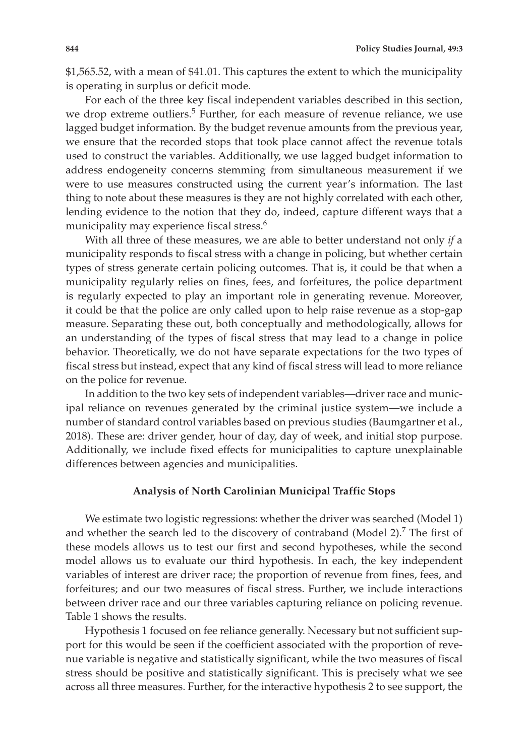$1,565.52, with a mean of $41.01. This captures the extent to which the municipality is operating in surplus or deficit mode.

For each of the three key fiscal independent variables described in this section, we drop extreme outliers.[5] Further, for each measure of revenue reliance, we use lagged budget information. By the budget revenue amounts from the previous year, we ensure that the recorded stops that took place cannot affect the revenue totals used to construct the variables. Additionally, we use lagged budget information to address endogeneity concerns stemming from simultaneous measurement if we were to use measures constructed using the current year's information. The last thing to note about these measures is they are not highly correlated with each other, lending evidence to the notion that they do, indeed, capture different ways that a municipality may experience fiscal stress.[6]

With all three of these measures, we are able to better understand not only *if* a municipality responds to fiscal stress with a change in policing, but whether certain types of stress generate certain policing outcomes. That is, it could be that when a municipality regularly relies on fines, fees, and forfeitures, the police department is regularly expected to play an important role in generating revenue. Moreover, it could be that the police are only called upon to help raise revenue as a stop-gap measure. Separating these out, both conceptually and methodologically, allows for an understanding of the types of fiscal stress that may lead to a change in police behavior. Theoretically, we do not have separate expectations for the two types of fiscal stress but instead, expect that any kind of fiscal stress will lead to more reliance on the police for revenue.

In addition to the two key sets of independent variables—driver race and municipal reliance on revenues generated by the criminal justice system—we include a number of standard control variables based on previous studies (Baumgartner et al., 2018). These are: driver gender, hour of day, day of week, and initial stop purpose. Additionally, we include fixed effects for municipalities to capture unexplainable differences between agencies and municipalities.

## Analysis of North Carolinian Municipal Traffic Stops

We estimate two logistic regressions: whether the driver was searched (Model 1) and whether the search led to the discovery of contraband (Model 2).[7] The first of these models allows us to test our first and second hypotheses, while the second model allows us to evaluate our third hypothesis. In each, the key independent variables of interest are driver race; the proportion of revenue from fines, fees, and forfeitures; and our two measures of fiscal stress. Further, we include interactions between driver race and our three variables capturing reliance on policing revenue. Table 1 shows the results.

Hypothesis 1 focused on fee reliance generally. Necessary but not sufficient support for this would be seen if the coefficient associated with the proportion of revenue variable is negative and statistically significant, while the two measures of fiscal stress should be positive and statistically significant. This is precisely what we see across all three measures. Further, for the interactive hypothesis 2 to see support, the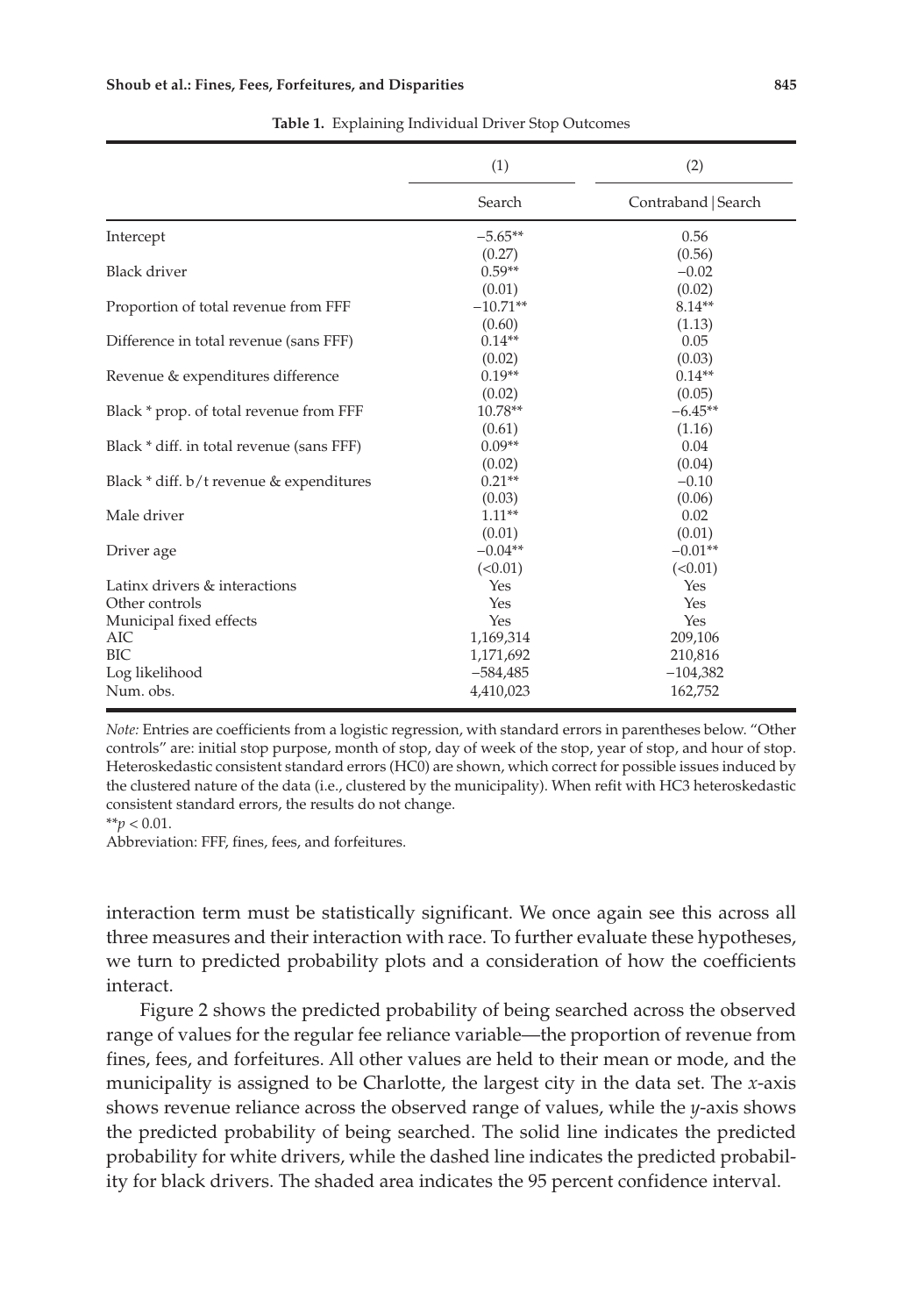**Table 1.** Explaining Individual Driver Stop Outcomes

| | (1) | (2) |
|---|---|---|
| | Search | Contraband \| Search |
| Intercept | −5.65** | 0.56 |
| | (0.27) | (0.56) |
| Black driver | 0.59** | −0.02 |
| | (0.01) | (0.02) |
| Proportion of total revenue from FFF | −10.71** | 8.14** |
| | (0.60) | (1.13) |
| Difference in total revenue (sans FFF) | 0.14** | 0.05 |
| | (0.02) | (0.03) |
| Revenue & expenditures difference | 0.19** | 0.14** |
| | (0.02) | (0.05) |
| Black * prop. of total revenue from FFF | 10.78** | −6.45** |
| | (0.61) | (1.16) |
| Black * diff. in total revenue (sans FFF) | 0.09** | 0.04 |
| | (0.02) | (0.04) |
| Black * diff. b/t revenue & expenditures | 0.21** | −0.10 |
| | (0.03) | (0.06) |
| Male driver | 1.11** | 0.02 |
| | (0.01) | (0.01) |
| Driver age | −0.04** | −0.01** |
| | (<0.01) | (<0.01) |
| Latinx drivers & interactions | Yes | Yes |
| Other controls | Yes | Yes |
| Municipal fixed effects | Yes | Yes |
| AIC | 1,169,314 | 209,106 |
| BIC | 1,171,692 | 210,816 |
| Log likelihood | −584,485 | −104,382 |
| Num. obs. | 4,410,023 | 162,752 |

*Note:* Entries are coefficients from a logistic regression, with standard errors in parentheses below. "Other controls" are: initial stop purpose, month of stop, day of week of the stop, year of stop, and hour of stop. Heteroskedastic consistent standard errors (HC0) are shown, which correct for possible issues induced by the clustered nature of the data (i.e., clustered by the municipality). When refit with HC3 heteroskedastic consistent standard errors, the results do not change.

$^{**}p < 0.01$.

Abbreviation: FFF, fines, fees, and forfeitures.

interaction term must be statistically significant. We once again see this across all three measures and their interaction with race. To further evaluate these hypotheses, we turn to predicted probability plots and a consideration of how the coefficients interact.

Figure 2 shows the predicted probability of being searched across the observed range of values for the regular fee reliance variable—the proportion of revenue from fines, fees, and forfeitures. All other values are held to their mean or mode, and the municipality is assigned to be Charlotte, the largest city in the data set. The $x$-axis shows revenue reliance across the observed range of values, while the $y$-axis shows the predicted probability of being searched. The solid line indicates the predicted probability for white drivers, while the dashed line indicates the predicted probability for black drivers. The shaded area indicates the 95 percent confidence interval.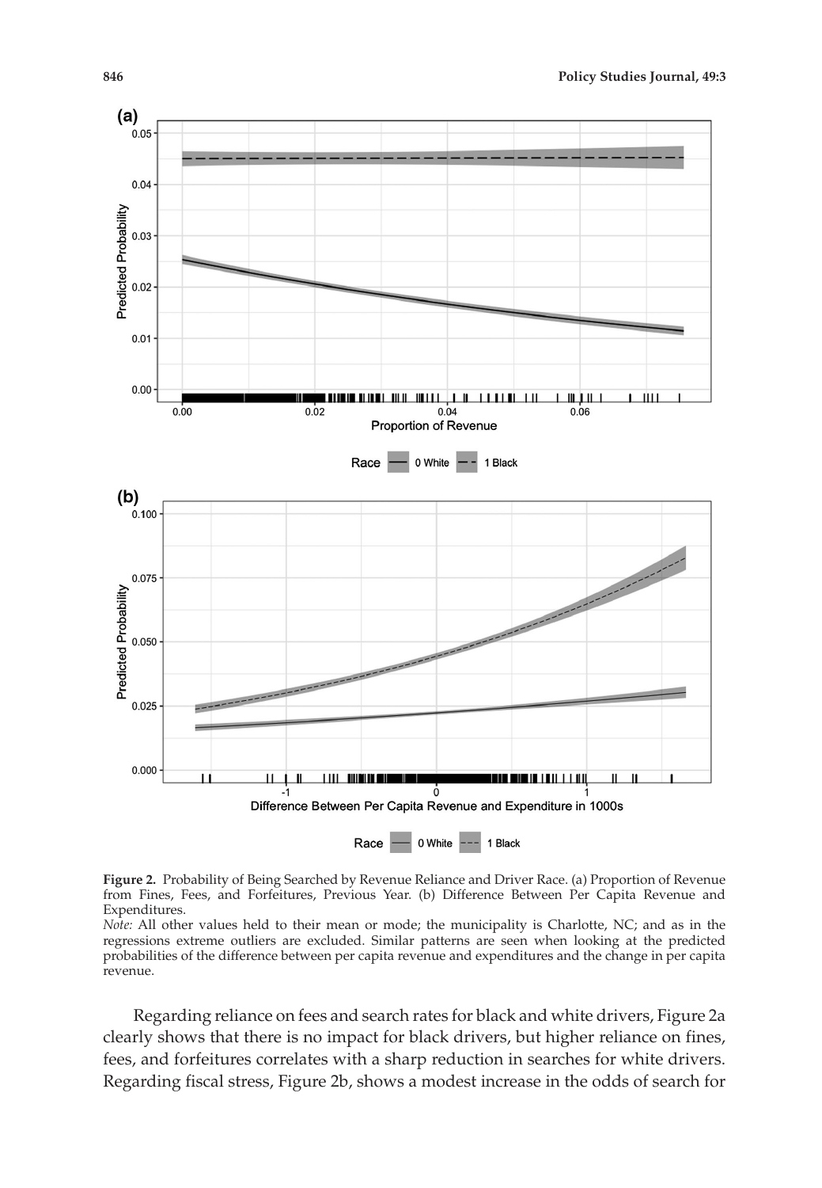**Figure 2.** Probability of Being Searched by Revenue Reliance and Driver Race. (a) Proportion of Revenue from Fines, Fees, and Forfeitures, Previous Year. (b) Difference Between Per Capita Revenue and Expenditures.

*Note:* All other values held to their mean or mode; the municipality is Charlotte, NC; and as in the regressions extreme outliers are excluded. Similar patterns are seen when looking at the predicted probabilities of the difference between per capita revenue and expenditures and the change in per capita revenue.

Regarding reliance on fees and search rates for black and white drivers, Figure 2a clearly shows that there is no impact for black drivers, but higher reliance on fines, fees, and forfeitures correlates with a sharp reduction in searches for white drivers. Regarding fiscal stress, Figure 2b, shows a modest increase in the odds of search for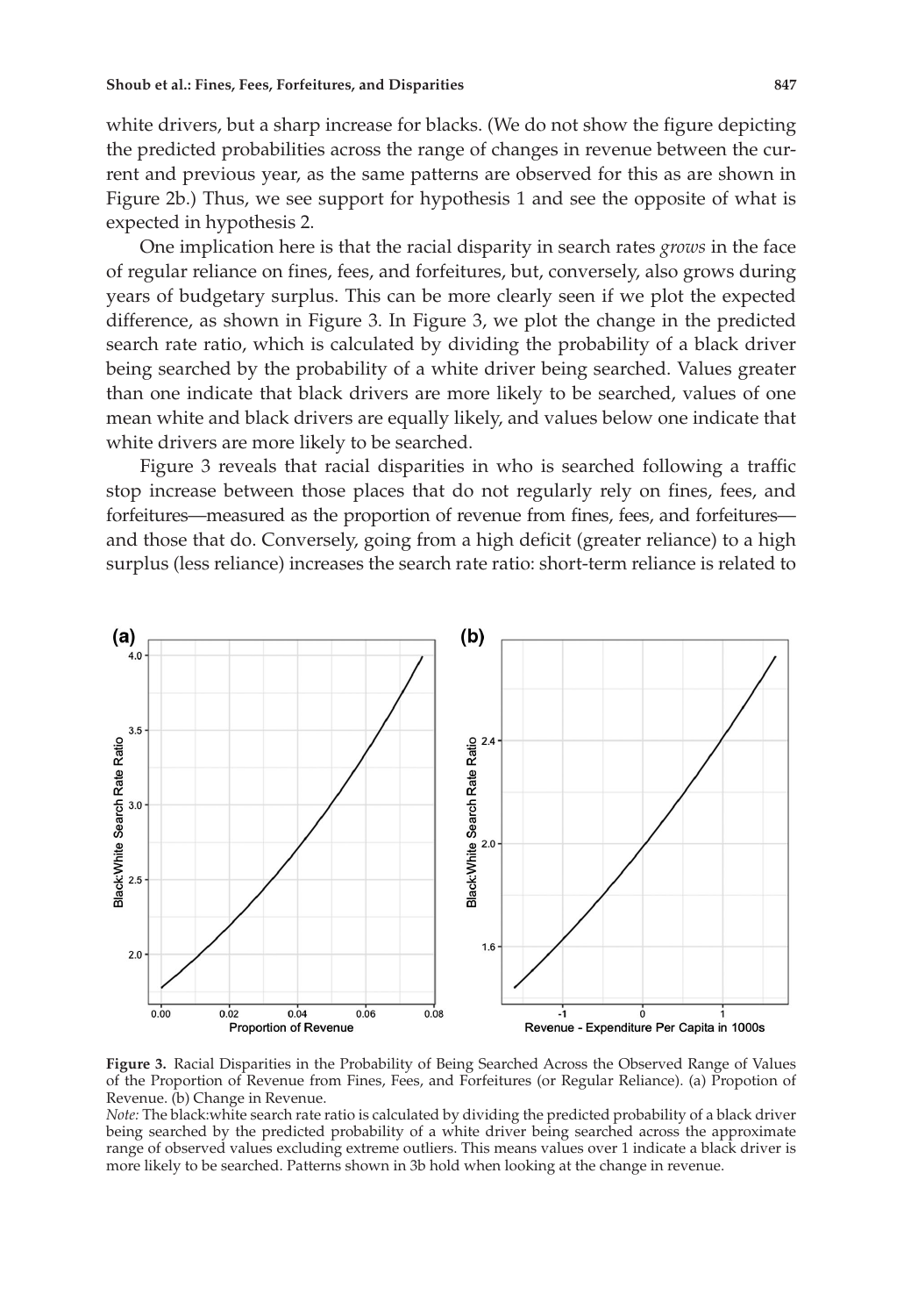white drivers, but a sharp increase for blacks. (We do not show the figure depicting the predicted probabilities across the range of changes in revenue between the current and previous year, as the same patterns are observed for this as are shown in Figure 2b.) Thus, we see support for hypothesis 1 and see the opposite of what is expected in hypothesis 2.

One implication here is that the racial disparity in search rates *grows* in the face of regular reliance on fines, fees, and forfeitures, but, conversely, also grows during years of budgetary surplus. This can be more clearly seen if we plot the expected difference, as shown in Figure 3. In Figure 3, we plot the change in the predicted search rate ratio, which is calculated by dividing the probability of a black driver being searched by the probability of a white driver being searched. Values greater than one indicate that black drivers are more likely to be searched, values of one mean white and black drivers are equally likely, and values below one indicate that white drivers are more likely to be searched.

Figure 3 reveals that racial disparities in who is searched following a traffic stop increase between those places that do not regularly rely on fines, fees, and forfeitures—measured as the proportion of revenue from fines, fees, and forfeitures—and those that do. Conversely, going from a high deficit (greater reliance) to a high surplus (less reliance) increases the search rate ratio: short-term reliance is related to

**Figure 3.** Racial Disparities in the Probability of Being Searched Across the Observed Range of Values of the Proportion of Revenue from Fines, Fees, and Forfeitures (or Regular Reliance). (a) Propotion of Revenue. (b) Change in Revenue.

*Note:* The black:white search rate ratio is calculated by dividing the predicted probability of a black driver being searched by the predicted probability of a white driver being searched across the approximate range of observed values excluding extreme outliers. This means values over 1 indicate a black driver is more likely to be searched. Patterns shown in 3b hold when looking at the change in revenue.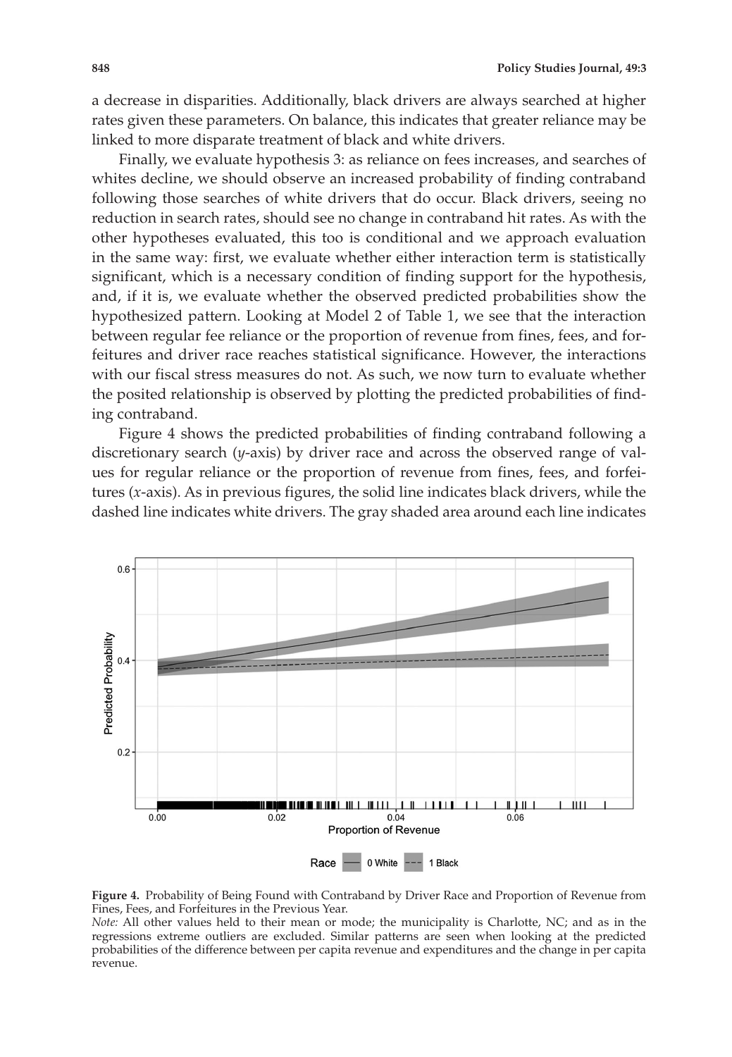a decrease in disparities. Additionally, black drivers are always searched at higher rates given these parameters. On balance, this indicates that greater reliance may be linked to more disparate treatment of black and white drivers.

Finally, we evaluate hypothesis 3: as reliance on fees increases, and searches of whites decline, we should observe an increased probability of finding contraband following those searches of white drivers that do occur. Black drivers, seeing no reduction in search rates, should see no change in contraband hit rates. As with the other hypotheses evaluated, this too is conditional and we approach evaluation in the same way: first, we evaluate whether either interaction term is statistically significant, which is a necessary condition of finding support for the hypothesis, and, if it is, we evaluate whether the observed predicted probabilities show the hypothesized pattern. Looking at Model 2 of Table 1, we see that the interaction between regular fee reliance or the proportion of revenue from fines, fees, and forfeitures and driver race reaches statistical significance. However, the interactions with our fiscal stress measures do not. As such, we now turn to evaluate whether the posited relationship is observed by plotting the predicted probabilities of finding contraband.

Figure 4 shows the predicted probabilities of finding contraband following a discretionary search (*y*-axis) by driver race and across the observed range of values for regular reliance or the proportion of revenue from fines, fees, and forfeitures (*x*-axis). As in previous figures, the solid line indicates black drivers, while the dashed line indicates white drivers. The gray shaded area around each line indicates

**Figure 4.** Probability of Being Found with Contraband by Driver Race and Proportion of Revenue from Fines, Fees, and Forfeitures in the Previous Year.
*Note:* All other values held to their mean or mode; the municipality is Charlotte, NC; and as in the regressions extreme outliers are excluded. Similar patterns are seen when looking at the predicted probabilities of the difference between per capita revenue and expenditures and the change in per capita revenue.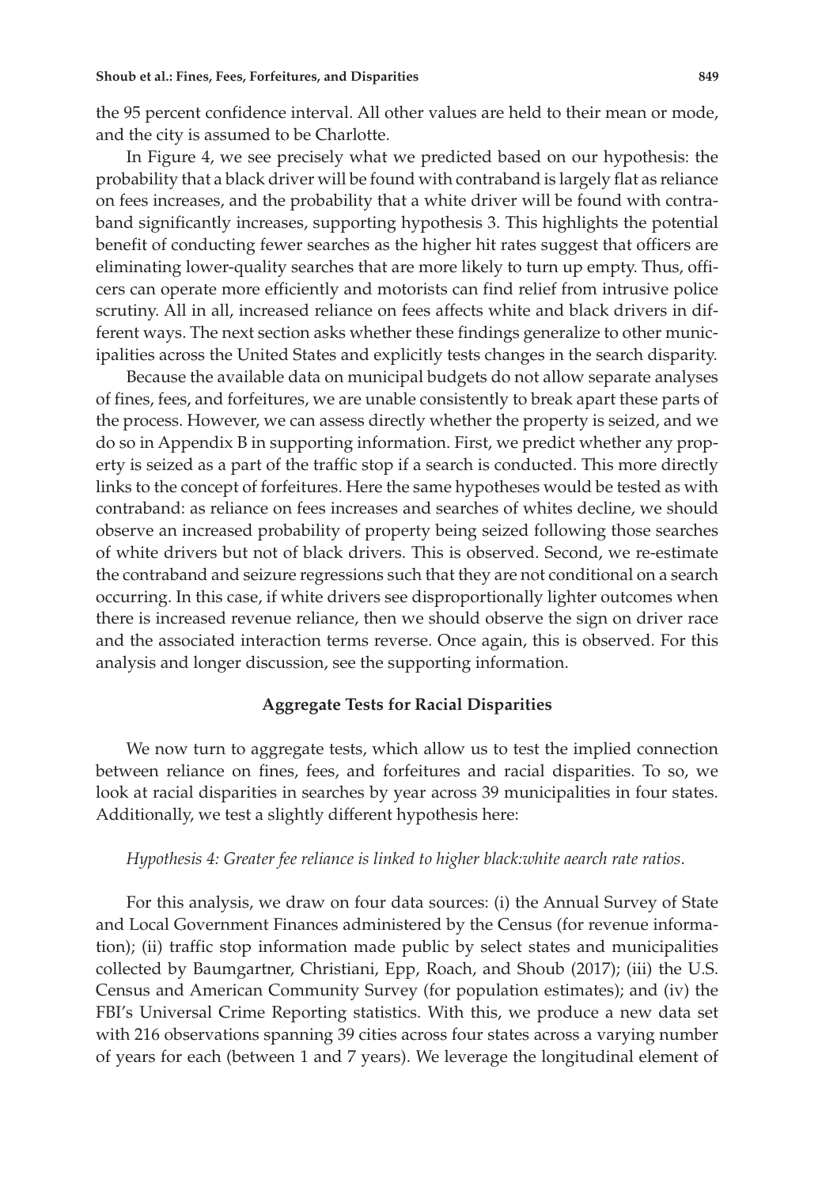the 95 percent confidence interval. All other values are held to their mean or mode, and the city is assumed to be Charlotte.

In Figure 4, we see precisely what we predicted based on our hypothesis: the probability that a black driver will be found with contraband is largely flat as reliance on fees increases, and the probability that a white driver will be found with contraband significantly increases, supporting hypothesis 3. This highlights the potential benefit of conducting fewer searches as the higher hit rates suggest that officers are eliminating lower-quality searches that are more likely to turn up empty. Thus, officers can operate more efficiently and motorists can find relief from intrusive police scrutiny. All in all, increased reliance on fees affects white and black drivers in different ways. The next section asks whether these findings generalize to other municipalities across the United States and explicitly tests changes in the search disparity.

Because the available data on municipal budgets do not allow separate analyses of fines, fees, and forfeitures, we are unable consistently to break apart these parts of the process. However, we can assess directly whether the property is seized, and we do so in Appendix B in supporting information. First, we predict whether any property is seized as a part of the traffic stop if a search is conducted. This more directly links to the concept of forfeitures. Here the same hypotheses would be tested as with contraband: as reliance on fees increases and searches of whites decline, we should observe an increased probability of property being seized following those searches of white drivers but not of black drivers. This is observed. Second, we re-estimate the contraband and seizure regressions such that they are not conditional on a search occurring. In this case, if white drivers see disproportionally lighter outcomes when there is increased revenue reliance, then we should observe the sign on driver race and the associated interaction terms reverse. Once again, this is observed. For this analysis and longer discussion, see the supporting information.

### Aggregate Tests for Racial Disparities

We now turn to aggregate tests, which allow us to test the implied connection between reliance on fines, fees, and forfeitures and racial disparities. To so, we look at racial disparities in searches by year across 39 municipalities in four states. Additionally, we test a slightly different hypothesis here:

*Hypothesis 4: Greater fee reliance is linked to higher black:white aearch rate ratios*.

For this analysis, we draw on four data sources: (i) the Annual Survey of State and Local Government Finances administered by the Census (for revenue information); (ii) traffic stop information made public by select states and municipalities collected by Baumgartner, Christiani, Epp, Roach, and Shoub (2017); (iii) the U.S. Census and American Community Survey (for population estimates); and (iv) the FBI's Universal Crime Reporting statistics. With this, we produce a new data set with 216 observations spanning 39 cities across four states across a varying number of years for each (between 1 and 7 years). We leverage the longitudinal element of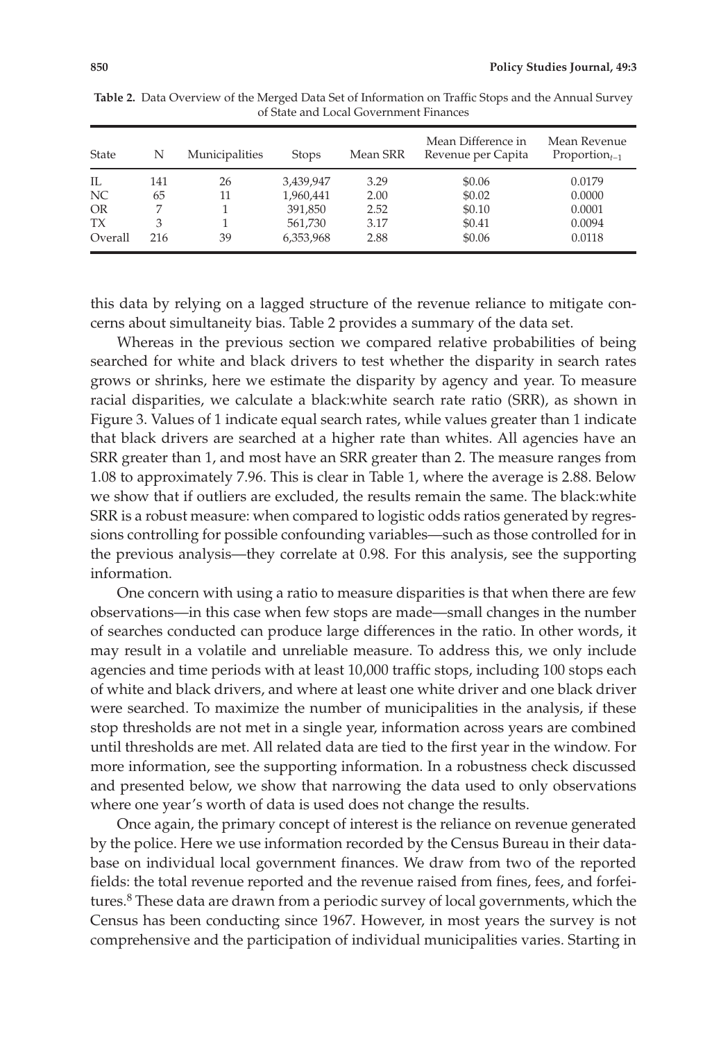**Table 2.** Data Overview of the Merged Data Set of Information on Traffic Stops and the Annual Survey of State and Local Government Finances

| State | N | Municipalities | Stops | Mean SRR | Mean Difference in Revenue per Capita | Mean Revenue $\text{Proportion}_{t-1}$ |
|---|---|---|---|---|---|---|
| IL | 141 | 26 | 3,439,947 | 3.29 | \$0.06 | 0.0179 |
| NC | 65 | 11 | 1,960,441 | 2.00 | \$0.02 | 0.0000 |
| OR | 7 | 1 | 391,850 | 2.52 | \$0.10 | 0.0001 |
| TX | 3 | 1 | 561,730 | 3.17 | \$0.41 | 0.0094 |
| Overall | 216 | 39 | 6,353,968 | 2.88 | \$0.06 | 0.0118 |

this data by relying on a lagged structure of the revenue reliance to mitigate concerns about simultaneity bias. Table 2 provides a summary of the data set.

Whereas in the previous section we compared relative probabilities of being searched for white and black drivers to test whether the disparity in search rates grows or shrinks, here we estimate the disparity by agency and year. To measure racial disparities, we calculate a black:white search rate ratio (SRR), as shown in Figure 3. Values of 1 indicate equal search rates, while values greater than 1 indicate that black drivers are searched at a higher rate than whites. All agencies have an SRR greater than 1, and most have an SRR greater than 2. The measure ranges from 1.08 to approximately 7.96. This is clear in Table 1, where the average is 2.88. Below we show that if outliers are excluded, the results remain the same. The black:white SRR is a robust measure: when compared to logistic odds ratios generated by regressions controlling for possible confounding variables—such as those controlled for in the previous analysis—they correlate at 0.98. For this analysis, see the supporting information.

One concern with using a ratio to measure disparities is that when there are few observations—in this case when few stops are made—small changes in the number of searches conducted can produce large differences in the ratio. In other words, it may result in a volatile and unreliable measure. To address this, we only include agencies and time periods with at least 10,000 traffic stops, including 100 stops each of white and black drivers, and where at least one white driver and one black driver were searched. To maximize the number of municipalities in the analysis, if these stop thresholds are not met in a single year, information across years are combined until thresholds are met. All related data are tied to the first year in the window. For more information, see the supporting information. In a robustness check discussed and presented below, we show that narrowing the data used to only observations where one year's worth of data is used does not change the results.

Once again, the primary concept of interest is the reliance on revenue generated by the police. Here we use information recorded by the Census Bureau in their database on individual local government finances. We draw from two of the reported fields: the total revenue reported and the revenue raised from fines, fees, and forfeitures.[8] These data are drawn from a periodic survey of local governments, which the Census has been conducting since 1967. However, in most years the survey is not comprehensive and the participation of individual municipalities varies. Starting in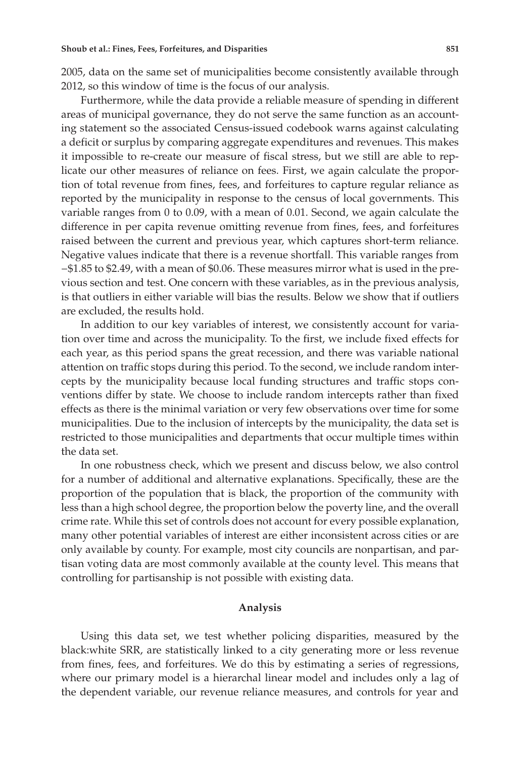2005, data on the same set of municipalities become consistently available through 2012, so this window of time is the focus of our analysis.

Furthermore, while the data provide a reliable measure of spending in different areas of municipal governance, they do not serve the same function as an accounting statement so the associated Census-issued codebook warns against calculating a deficit or surplus by comparing aggregate expenditures and revenues. This makes it impossible to re-create our measure of fiscal stress, but we still are able to replicate our other measures of reliance on fees. First, we again calculate the proportion of total revenue from fines, fees, and forfeitures to capture regular reliance as reported by the municipality in response to the census of local governments. This variable ranges from 0 to 0.09, with a mean of 0.01. Second, we again calculate the difference in per capita revenue omitting revenue from fines, fees, and forfeitures raised between the current and previous year, which captures short-term reliance. Negative values indicate that there is a revenue shortfall. This variable ranges from −\$1.85 to \$2.49, with a mean of \$0.06. These measures mirror what is used in the previous section and test. One concern with these variables, as in the previous analysis, is that outliers in either variable will bias the results. Below we show that if outliers are excluded, the results hold.

In addition to our key variables of interest, we consistently account for variation over time and across the municipality. To the first, we include fixed effects for each year, as this period spans the great recession, and there was variable national attention on traffic stops during this period. To the second, we include random intercepts by the municipality because local funding structures and traffic stops conventions differ by state. We choose to include random intercepts rather than fixed effects as there is the minimal variation or very few observations over time for some municipalities. Due to the inclusion of intercepts by the municipality, the data set is restricted to those municipalities and departments that occur multiple times within the data set.

In one robustness check, which we present and discuss below, we also control for a number of additional and alternative explanations. Specifically, these are the proportion of the population that is black, the proportion of the community with less than a high school degree, the proportion below the poverty line, and the overall crime rate. While this set of controls does not account for every possible explanation, many other potential variables of interest are either inconsistent across cities or are only available by county. For example, most city councils are nonpartisan, and partisan voting data are most commonly available at the county level. This means that controlling for partisanship is not possible with existing data.

## Analysis

Using this data set, we test whether policing disparities, measured by the black:white SRR, are statistically linked to a city generating more or less revenue from fines, fees, and forfeitures. We do this by estimating a series of regressions, where our primary model is a hierarchal linear model and includes only a lag of the dependent variable, our revenue reliance measures, and controls for year and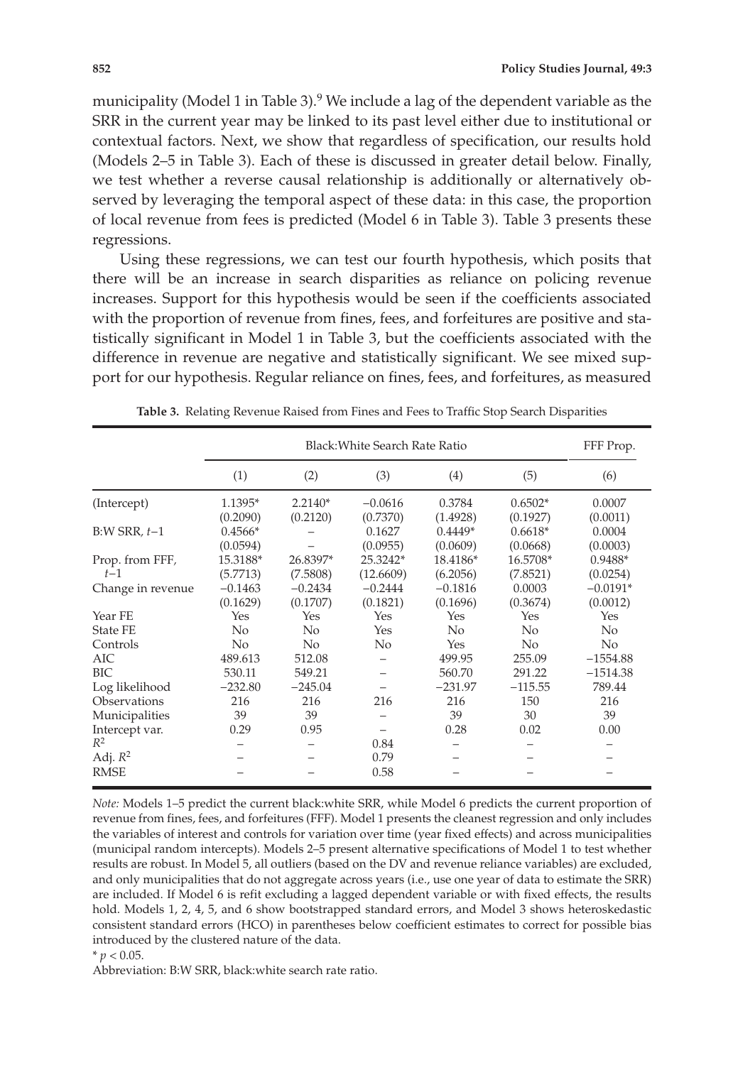municipality (Model 1 in Table 3).[9] We include a lag of the dependent variable as the SRR in the current year may be linked to its past level either due to institutional or contextual factors. Next, we show that regardless of specification, our results hold (Models 2–5 in Table 3). Each of these is discussed in greater detail below. Finally, we test whether a reverse causal relationship is additionally or alternatively observed by leveraging the temporal aspect of these data: in this case, the proportion of local revenue from fees is predicted (Model 6 in Table 3). Table 3 presents these regressions.

Using these regressions, we can test our fourth hypothesis, which posits that there will be an increase in search disparities as reliance on policing revenue increases. Support for this hypothesis would be seen if the coefficients associated with the proportion of revenue from fines, fees, and forfeitures are positive and statistically significant in Model 1 in Table 3, but the coefficients associated with the difference in revenue are negative and statistically significant. We see mixed support for our hypothesis. Regular reliance on fines, fees, and forfeitures, as measured

**Table 3.** Relating Revenue Raised from Fines and Fees to Traffic Stop Search Disparities

| | Black:White Search Rate Ratio | | | | | FFF Prop. |
|---|---|---|---|---|---|---|
| | (1) | (2) | (3) | (4) | (5) | (6) |
| (Intercept) | 1.1395* (0.2090) | 2.2140* (0.2120) | −0.0616 (0.7370) | 0.3784 (1.4928) | 0.6502* (0.1927) | 0.0007 (0.0011) |
| B:W SRR, $t-1$ | 0.4566* (0.0594) | – | 0.1627 (0.0955) | 0.4449* (0.0609) | 0.6618* (0.0668) | 0.0004 (0.0003) |
| Prop. from FFF, $t-1$ | 15.3188* (5.7713) | 26.8397* (7.5808) | 25.3242* (12.6609) | 18.4186* (6.2056) | 16.5708* (7.8521) | 0.9488* (0.0254) |
| Change in revenue | −0.1463 (0.1629) | −0.2434 (0.1707) | −0.2444 (0.1821) | −0.1816 (0.1696) | 0.0003 (0.3674) | −0.0191* (0.0012) |
| Year FE | Yes | Yes | Yes | Yes | Yes | Yes |
| State FE | No | No | Yes | No | No | No |
| Controls | No | No | No | Yes | No | No |
| AIC | 489.613 | 512.08 | – | 499.95 | 255.09 | −1554.88 |
| BIC | 530.11 | 549.21 | – | 560.70 | 291.22 | −1514.38 |
| Log likelihood | −232.80 | −245.04 | – | −231.97 | −115.55 | 789.44 |
| Observations | 216 | 216 | 216 | 216 | 150 | 216 |
| Municipalities | 39 | 39 | – | 39 | 30 | 39 |
| Intercept var. | 0.29 | 0.95 | – | 0.28 | 0.02 | 0.00 |
| $R^2$ | – | – | 0.84 | – | – | – |
| Adj. $R^2$ | – | – | 0.79 | – | – | – |
| RMSE | – | – | 0.58 | – | – | – |

*Note:* Models 1–5 predict the current black:white SRR, while Model 6 predicts the current proportion of revenue from fines, fees, and forfeitures (FFF). Model 1 presents the cleanest regression and only includes the variables of interest and controls for variation over time (year fixed effects) and across municipalities (municipal random intercepts). Models 2–5 present alternative specifications of Model 1 to test whether results are robust. In Model 5, all outliers (based on the DV and revenue reliance variables) are excluded, and only municipalities that do not aggregate across years (i.e., use one year of data to estimate the SRR) are included. If Model 6 is refit excluding a lagged dependent variable or with fixed effects, the results hold. Models 1, 2, 4, 5, and 6 show bootstrapped standard errors, and Model 3 shows heteroskedastic consistent standard errors (HCO) in parentheses below coefficient estimates to correct for possible bias introduced by the clustered nature of the data.

\* $p < 0.05$.

Abbreviation: B:W SRR, black:white search rate ratio.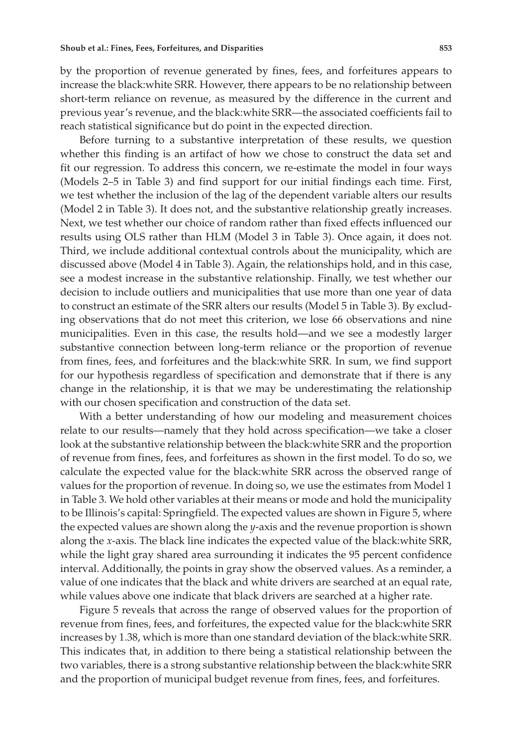by the proportion of revenue generated by fines, fees, and forfeitures appears to increase the black:white SRR. However, there appears to be no relationship between short-term reliance on revenue, as measured by the difference in the current and previous year's revenue, and the black:white SRR—the associated coefficients fail to reach statistical significance but do point in the expected direction.

Before turning to a substantive interpretation of these results, we question whether this finding is an artifact of how we chose to construct the data set and fit our regression. To address this concern, we re-estimate the model in four ways (Models 2–5 in Table 3) and find support for our initial findings each time. First, we test whether the inclusion of the lag of the dependent variable alters our results (Model 2 in Table 3). It does not, and the substantive relationship greatly increases. Next, we test whether our choice of random rather than fixed effects influenced our results using OLS rather than HLM (Model 3 in Table 3). Once again, it does not. Third, we include additional contextual controls about the municipality, which are discussed above (Model 4 in Table 3). Again, the relationships hold, and in this case, see a modest increase in the substantive relationship. Finally, we test whether our decision to include outliers and municipalities that use more than one year of data to construct an estimate of the SRR alters our results (Model 5 in Table 3). By excluding observations that do not meet this criterion, we lose 66 observations and nine municipalities. Even in this case, the results hold—and we see a modestly larger substantive connection between long-term reliance or the proportion of revenue from fines, fees, and forfeitures and the black:white SRR. In sum, we find support for our hypothesis regardless of specification and demonstrate that if there is any change in the relationship, it is that we may be underestimating the relationship with our chosen specification and construction of the data set.

With a better understanding of how our modeling and measurement choices relate to our results—namely that they hold across specification—we take a closer look at the substantive relationship between the black:white SRR and the proportion of revenue from fines, fees, and forfeitures as shown in the first model. To do so, we calculate the expected value for the black:white SRR across the observed range of values for the proportion of revenue. In doing so, we use the estimates from Model 1 in Table 3. We hold other variables at their means or mode and hold the municipality to be Illinois's capital: Springfield. The expected values are shown in Figure 5, where the expected values are shown along the *y*-axis and the revenue proportion is shown along the *x*-axis. The black line indicates the expected value of the black:white SRR, while the light gray shared area surrounding it indicates the 95 percent confidence interval. Additionally, the points in gray show the observed values. As a reminder, a value of one indicates that the black and white drivers are searched at an equal rate, while values above one indicate that black drivers are searched at a higher rate.

Figure 5 reveals that across the range of observed values for the proportion of revenue from fines, fees, and forfeitures, the expected value for the black:white SRR increases by 1.38, which is more than one standard deviation of the black:white SRR. This indicates that, in addition to there being a statistical relationship between the two variables, there is a strong substantive relationship between the black:white SRR and the proportion of municipal budget revenue from fines, fees, and forfeitures.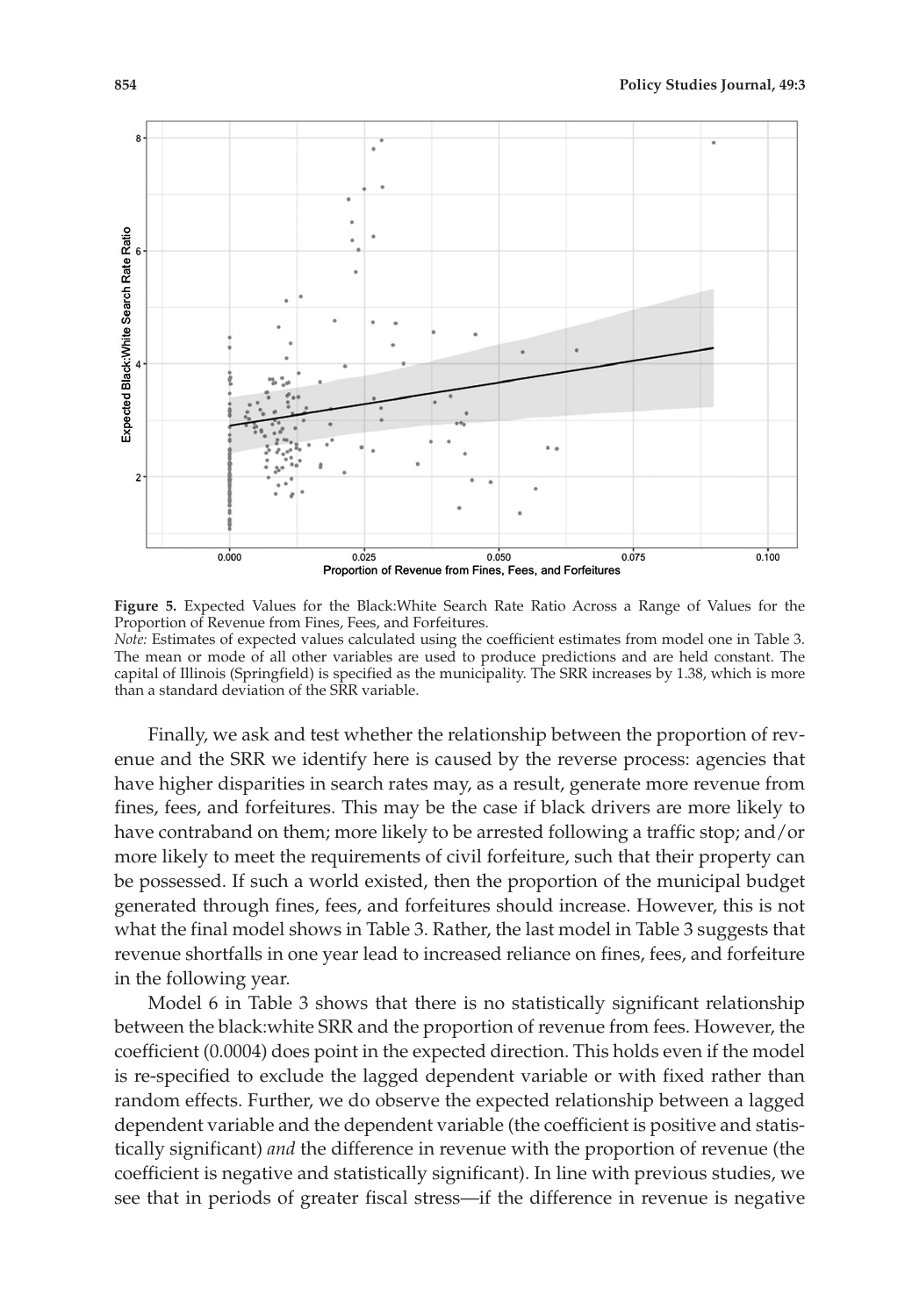**Figure 5.** Expected Values for the Black:White Search Rate Ratio Across a Range of Values for the Proportion of Revenue from Fines, Fees, and Forfeitures.

*Note:* Estimates of expected values calculated using the coefficient estimates from model one in Table 3. The mean or mode of all other variables are used to produce predictions and are held constant. The capital of Illinois (Springfield) is specified as the municipality. The SRR increases by 1.38, which is more than a standard deviation of the SRR variable.

Finally, we ask and test whether the relationship between the proportion of revenue and the SRR we identify here is caused by the reverse process: agencies that have higher disparities in search rates may, as a result, generate more revenue from fines, fees, and forfeitures. This may be the case if black drivers are more likely to have contraband on them; more likely to be arrested following a traffic stop; and/or more likely to meet the requirements of civil forfeiture, such that their property can be possessed. If such a world existed, then the proportion of the municipal budget generated through fines, fees, and forfeitures should increase. However, this is not what the final model shows in Table 3. Rather, the last model in Table 3 suggests that revenue shortfalls in one year lead to increased reliance on fines, fees, and forfeiture in the following year.

Model 6 in Table 3 shows that there is no statistically significant relationship between the black:white SRR and the proportion of revenue from fees. However, the coefficient (0.0004) does point in the expected direction. This holds even if the model is re-specified to exclude the lagged dependent variable or with fixed rather than random effects. Further, we do observe the expected relationship between a lagged dependent variable and the dependent variable (the coefficient is positive and statistically significant) *and* the difference in revenue with the proportion of revenue (the coefficient is negative and statistically significant). In line with previous studies, we see that in periods of greater fiscal stress—if the difference in revenue is negative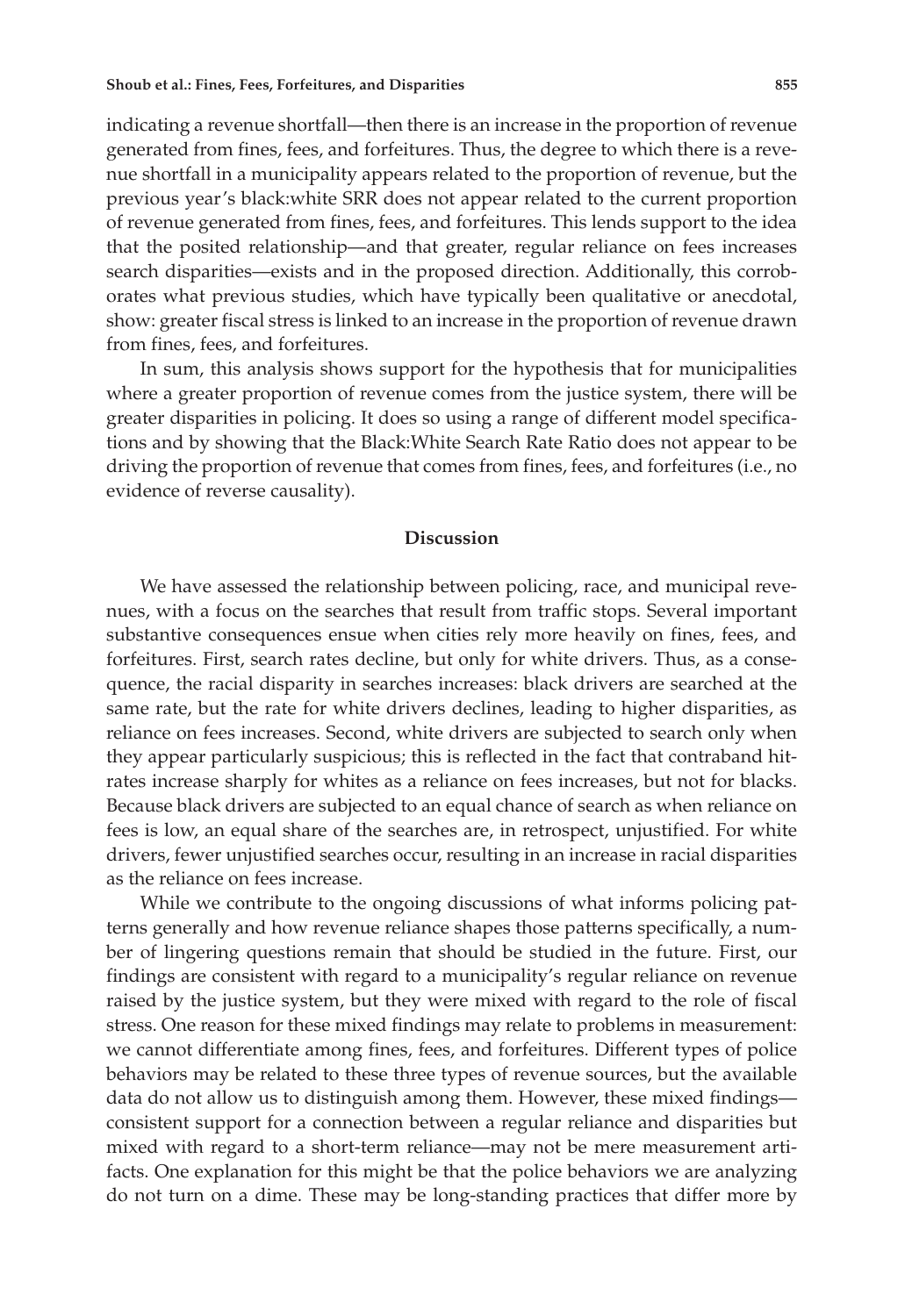indicating a revenue shortfall—then there is an increase in the proportion of revenue generated from fines, fees, and forfeitures. Thus, the degree to which there is a revenue shortfall in a municipality appears related to the proportion of revenue, but the previous year's black:white SRR does not appear related to the current proportion of revenue generated from fines, fees, and forfeitures. This lends support to the idea that the posited relationship—and that greater, regular reliance on fees increases search disparities—exists and in the proposed direction. Additionally, this corroborates what previous studies, which have typically been qualitative or anecdotal, show: greater fiscal stress is linked to an increase in the proportion of revenue drawn from fines, fees, and forfeitures.

In sum, this analysis shows support for the hypothesis that for municipalities where a greater proportion of revenue comes from the justice system, there will be greater disparities in policing. It does so using a range of different model specifications and by showing that the Black:White Search Rate Ratio does not appear to be driving the proportion of revenue that comes from fines, fees, and forfeitures (i.e., no evidence of reverse causality).

## Discussion

We have assessed the relationship between policing, race, and municipal revenues, with a focus on the searches that result from traffic stops. Several important substantive consequences ensue when cities rely more heavily on fines, fees, and forfeitures. First, search rates decline, but only for white drivers. Thus, as a consequence, the racial disparity in searches increases: black drivers are searched at the same rate, but the rate for white drivers declines, leading to higher disparities, as reliance on fees increases. Second, white drivers are subjected to search only when they appear particularly suspicious; this is reflected in the fact that contraband hit-rates increase sharply for whites as a reliance on fees increases, but not for blacks. Because black drivers are subjected to an equal chance of search as when reliance on fees is low, an equal share of the searches are, in retrospect, unjustified. For white drivers, fewer unjustified searches occur, resulting in an increase in racial disparities as the reliance on fees increase.

While we contribute to the ongoing discussions of what informs policing patterns generally and how revenue reliance shapes those patterns specifically, a number of lingering questions remain that should be studied in the future. First, our findings are consistent with regard to a municipality's regular reliance on revenue raised by the justice system, but they were mixed with regard to the role of fiscal stress. One reason for these mixed findings may relate to problems in measurement: we cannot differentiate among fines, fees, and forfeitures. Different types of police behaviors may be related to these three types of revenue sources, but the available data do not allow us to distinguish among them. However, these mixed findings—consistent support for a connection between a regular reliance and disparities but mixed with regard to a short-term reliance—may not be mere measurement artifacts. One explanation for this might be that the police behaviors we are analyzing do not turn on a dime. These may be long-standing practices that differ more by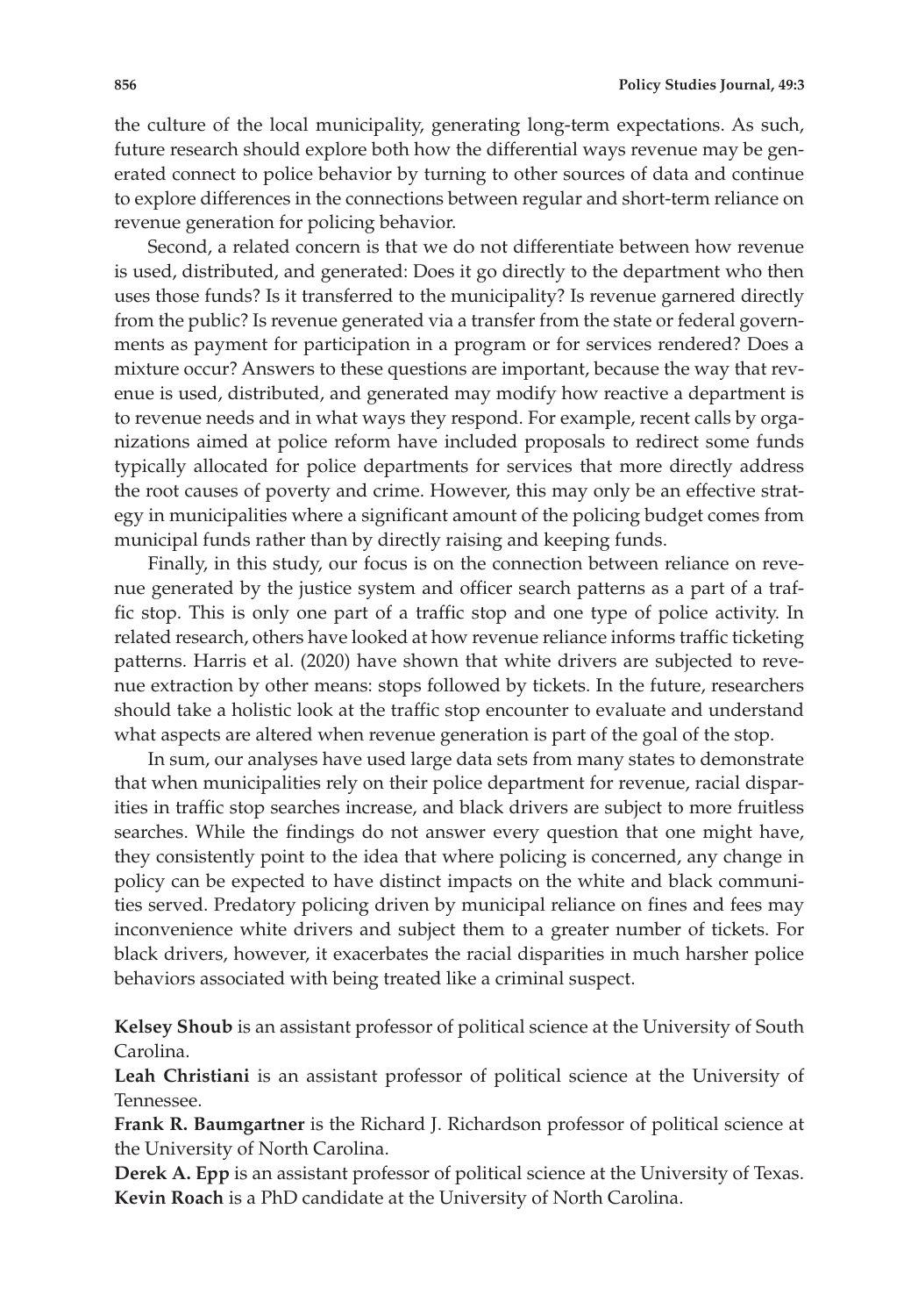the culture of the local municipality, generating long-term expectations. As such, future research should explore both how the differential ways revenue may be generated connect to police behavior by turning to other sources of data and continue to explore differences in the connections between regular and short-term reliance on revenue generation for policing behavior.

Second, a related concern is that we do not differentiate between how revenue is used, distributed, and generated: Does it go directly to the department who then uses those funds? Is it transferred to the municipality? Is revenue garnered directly from the public? Is revenue generated via a transfer from the state or federal governments as payment for participation in a program or for services rendered? Does a mixture occur? Answers to these questions are important, because the way that revenue is used, distributed, and generated may modify how reactive a department is to revenue needs and in what ways they respond. For example, recent calls by organizations aimed at police reform have included proposals to redirect some funds typically allocated for police departments for services that more directly address the root causes of poverty and crime. However, this may only be an effective strategy in municipalities where a significant amount of the policing budget comes from municipal funds rather than by directly raising and keeping funds.

Finally, in this study, our focus is on the connection between reliance on revenue generated by the justice system and officer search patterns as a part of a traffic stop. This is only one part of a traffic stop and one type of police activity. In related research, others have looked at how revenue reliance informs traffic ticketing patterns. Harris et al. (2020) have shown that white drivers are subjected to revenue extraction by other means: stops followed by tickets. In the future, researchers should take a holistic look at the traffic stop encounter to evaluate and understand what aspects are altered when revenue generation is part of the goal of the stop.

In sum, our analyses have used large data sets from many states to demonstrate that when municipalities rely on their police department for revenue, racial disparities in traffic stop searches increase, and black drivers are subject to more fruitless searches. While the findings do not answer every question that one might have, they consistently point to the idea that where policing is concerned, any change in policy can be expected to have distinct impacts on the white and black communities served. Predatory policing driven by municipal reliance on fines and fees may inconvenience white drivers and subject them to a greater number of tickets. For black drivers, however, it exacerbates the racial disparities in much harsher police behaviors associated with being treated like a criminal suspect.

**Kelsey Shoub** is an assistant professor of political science at the University of South Carolina.

**Leah Christiani** is an assistant professor of political science at the University of Tennessee.

**Frank R. Baumgartner** is the Richard J. Richardson professor of political science at the University of North Carolina.

**Derek A. Epp** is an assistant professor of political science at the University of Texas.

**Kevin Roach** is a PhD candidate at the University of North Carolina.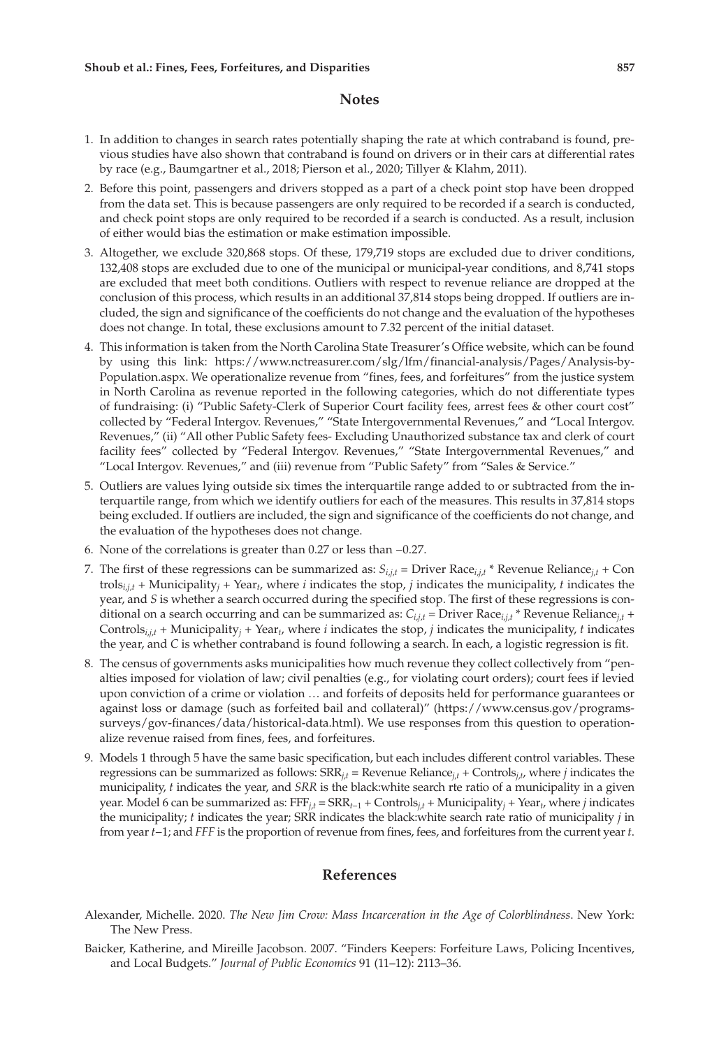## Notes

1. In addition to changes in search rates potentially shaping the rate at which contraband is found, previous studies have also shown that contraband is found on drivers or in their cars at differential rates by race (e.g., Baumgartner et al., 2018; Pierson et al., 2020; Tillyer & Klahm, 2011).
2. Before this point, passengers and drivers stopped as a part of a check point stop have been dropped from the data set. This is because passengers are only required to be recorded if a search is conducted, and check point stops are only required to be recorded if a search is conducted. As a result, inclusion of either would bias the estimation or make estimation impossible.
3. Altogether, we exclude 320,868 stops. Of these, 179,719 stops are excluded due to driver conditions, 132,408 stops are excluded due to one of the municipal or municipal-year conditions, and 8,741 stops are excluded that meet both conditions. Outliers with respect to revenue reliance are dropped at the conclusion of this process, which results in an additional 37,814 stops being dropped. If outliers are included, the sign and significance of the coefficients do not change and the evaluation of the hypotheses does not change. In total, these exclusions amount to 7.32 percent of the initial dataset.
4. This information is taken from the North Carolina State Treasurer's Office website, which can be found by using this link: https://www.nctreasurer.com/slg/lfm/financial-analysis/Pages/Analysis-by-Population.aspx. We operationalize revenue from "fines, fees, and forfeitures" from the justice system in North Carolina as revenue reported in the following categories, which do not differentiate types of fundraising: (i) "Public Safety-Clerk of Superior Court facility fees, arrest fees & other court cost" collected by "Federal Intergov. Revenues," "State Intergovernmental Revenues," and "Local Intergov. Revenues," (ii) "All other Public Safety fees- Excluding Unauthorized substance tax and clerk of court facility fees" collected by "Federal Intergov. Revenues," "State Intergovernmental Revenues," and "Local Intergov. Revenues," and (iii) revenue from "Public Safety" from "Sales & Service."
5. Outliers are values lying outside six times the interquartile range added to or subtracted from the interquartile range, from which we identify outliers for each of the measures. This results in 37,814 stops being excluded. If outliers are included, the sign and significance of the coefficients do not change, and the evaluation of the hypotheses does not change.
6. None of the correlations is greater than 0.27 or less than −0.27.
7. The first of these regressions can be summarized as: $S_{i,j,t}$ = Driver Race$_{i,j,t}$ * Revenue Reliance$_{j,t}$ + Controls$_{i,j,t}$ + Municipality$_j$ + Year$_t$, where $i$ indicates the stop, $j$ indicates the municipality, $t$ indicates the year, and $S$ is whether a search occurred during the specified stop. The first of these regressions is conditional on a search occurring and can be summarized as: $C_{i,j,t}$ = Driver Race$_{i,j,t}$ * Revenue Reliance$_{j,t}$ + Controls$_{i,j,t}$ + Municipality$_j$ + Year$_t$, where $i$ indicates the stop, $j$ indicates the municipality, $t$ indicates the year, and $C$ is whether contraband is found following a search. In each, a logistic regression is fit.
8. The census of governments asks municipalities how much revenue they collect collectively from "penalties imposed for violation of law; civil penalties (e.g., for violating court orders); court fees if levied upon conviction of a crime or violation … and forfeits of deposits held for performance guarantees or against loss or damage (such as forfeited bail and collateral)" (https://www.census.gov/programs-surveys/gov-finances/data/historical-data.html). We use responses from this question to operationalize revenue raised from fines, fees, and forfeitures.
9. Models 1 through 5 have the same basic specification, but each includes different control variables. These regressions can be summarized as follows: SRR$_{j,t}$ = Revenue Reliance$_{j,t}$ + Controls$_{j,t}$, where $j$ indicates the municipality, $t$ indicates the year, and *SRR* is the black:white search rte ratio of a municipality in a given year. Model 6 can be summarized as: FFF$_{j,t}$ = SRR$_{t-1}$ + Controls$_{j,t}$ + Municipality$_j$ + Year$_t$, where $j$ indicates the municipality; $t$ indicates the year; SRR indicates the black:white search rate ratio of municipality $j$ in from year $t$−1; and *FFF* is the proportion of revenue from fines, fees, and forfeitures from the current year $t$.

## References

Alexander, Michelle. 2020. *The New Jim Crow: Mass Incarceration in the Age of Colorblindness*. New York: The New Press.

Baicker, Katherine, and Mireille Jacobson. 2007. "Finders Keepers: Forfeiture Laws, Policing Incentives, and Local Budgets." *Journal of Public Economics* 91 (11–12): 2113–36.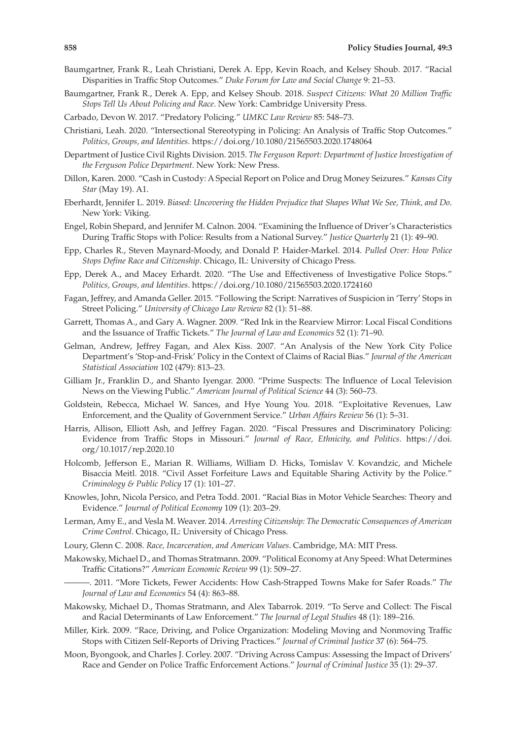Baumgartner, Frank R., Leah Christiani, Derek A. Epp, Kevin Roach, and Kelsey Shoub. 2017. "Racial Disparities in Traffic Stop Outcomes." *Duke Forum for Law and Social Change* 9: 21–53.

Baumgartner, Frank R., Derek A. Epp, and Kelsey Shoub. 2018. *Suspect Citizens: What 20 Million Traffic Stops Tell Us About Policing and Race*. New York: Cambridge University Press.

Carbado, Devon W. 2017. "Predatory Policing." *UMKC Law Review* 85: 548–73.

Christiani, Leah. 2020. "Intersectional Stereotyping in Policing: An Analysis of Traffic Stop Outcomes." *Politics, Groups, and Identities*. https://doi.org/10.1080/21565503.2020.1748064

Department of Justice Civil Rights Division. 2015. *The Ferguson Report: Department of Justice Investigation of the Ferguson Police Department*. New York: New Press.

Dillon, Karen. 2000. "Cash in Custody: A Special Report on Police and Drug Money Seizures." *Kansas City Star* (May 19). A1.

Eberhardt, Jennifer L. 2019. *Biased: Uncovering the Hidden Prejudice that Shapes What We See, Think, and Do*. New York: Viking.

Engel, Robin Shepard, and Jennifer M. Calnon. 2004. "Examining the Influence of Driver's Characteristics During Traffic Stops with Police: Results from a National Survey." *Justice Quarterly* 21 (1): 49–90.

Epp, Charles R., Steven Maynard-Moody, and Donald P. Haider-Markel. 2014. *Pulled Over: How Police Stops Define Race and Citizenship*. Chicago, IL: University of Chicago Press.

Epp, Derek A., and Macey Erhardt. 2020. "The Use and Effectiveness of Investigative Police Stops." *Politics, Groups, and Identities*. https://doi.org/10.1080/21565503.2020.1724160

Fagan, Jeffrey, and Amanda Geller. 2015. "Following the Script: Narratives of Suspicion in 'Terry' Stops in Street Policing." *University of Chicago Law Review* 82 (1): 51–88.

Garrett, Thomas A., and Gary A. Wagner. 2009. "Red Ink in the Rearview Mirror: Local Fiscal Conditions and the Issuance of Traffic Tickets." *The Journal of Law and Economics* 52 (1): 71–90.

Gelman, Andrew, Jeffrey Fagan, and Alex Kiss. 2007. "An Analysis of the New York City Police Department's 'Stop-and-Frisk' Policy in the Context of Claims of Racial Bias." *Journal of the American Statistical Association* 102 (479): 813–23.

Gilliam Jr., Franklin D., and Shanto Iyengar. 2000. "Prime Suspects: The Influence of Local Television News on the Viewing Public." *American Journal of Political Science* 44 (3): 560–73.

Goldstein, Rebecca, Michael W. Sances, and Hye Young You. 2018. "Exploitative Revenues, Law Enforcement, and the Quality of Government Service." *Urban Affairs Review* 56 (1): 5–31.

Harris, Allison, Elliott Ash, and Jeffrey Fagan. 2020. "Fiscal Pressures and Discriminatory Policing: Evidence from Traffic Stops in Missouri." *Journal of Race, Ethnicity, and Politics*. https://doi.org/10.1017/rep.2020.10

Holcomb, Jefferson E., Marian R. Williams, William D. Hicks, Tomislav V. Kovandzic, and Michele Bisaccia Meitl. 2018. "Civil Asset Forfeiture Laws and Equitable Sharing Activity by the Police." *Criminology & Public Policy* 17 (1): 101–27.

Knowles, John, Nicola Persico, and Petra Todd. 2001. "Racial Bias in Motor Vehicle Searches: Theory and Evidence." *Journal of Political Economy* 109 (1): 203–29.

Lerman, Amy E., and Vesla M. Weaver. 2014. *Arresting Citizenship: The Democratic Consequences of American Crime Control*. Chicago, IL: University of Chicago Press.

Loury, Glenn C. 2008. *Race, Incarceration, and American Values*. Cambridge, MA: MIT Press.

Makowsky, Michael D., and Thomas Stratmann. 2009. "Political Economy at Any Speed: What Determines Traffic Citations?" *American Economic Review* 99 (1): 509–27.

———. 2011. "More Tickets, Fewer Accidents: How Cash-Strapped Towns Make for Safer Roads." *The Journal of Law and Economics* 54 (4): 863–88.

Makowsky, Michael D., Thomas Stratmann, and Alex Tabarrok. 2019. "To Serve and Collect: The Fiscal and Racial Determinants of Law Enforcement." *The Journal of Legal Studies* 48 (1): 189–216.

Miller, Kirk. 2009. "Race, Driving, and Police Organization: Modeling Moving and Nonmoving Traffic Stops with Citizen Self-Reports of Driving Practices." *Journal of Criminal Justice* 37 (6): 564–75.

Moon, Byongook, and Charles J. Corley. 2007. "Driving Across Campus: Assessing the Impact of Drivers' Race and Gender on Police Traffic Enforcement Actions." *Journal of Criminal Justice* 35 (1): 29–37.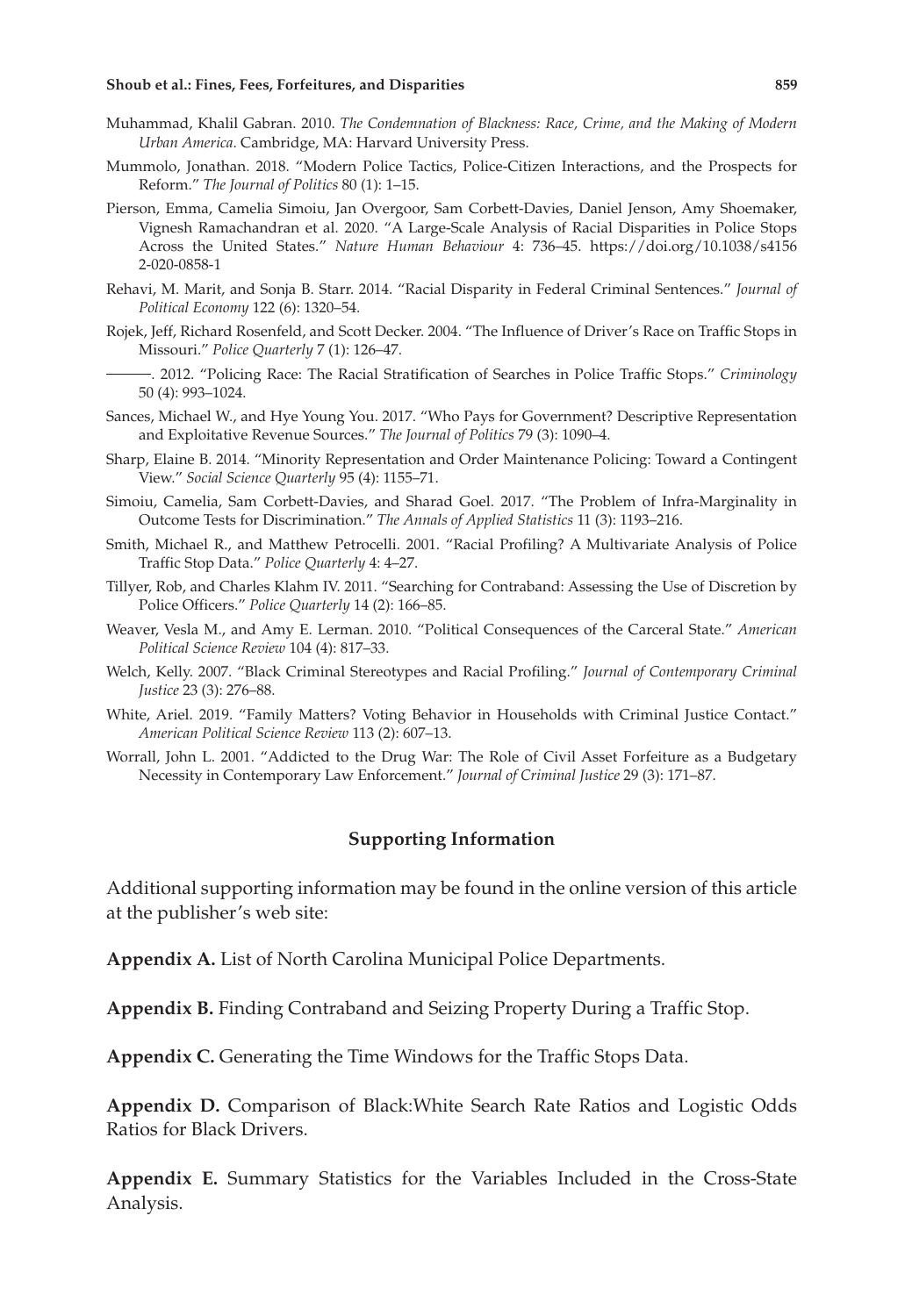Muhammad, Khalil Gabran. 2010. *The Condemnation of Blackness: Race, Crime, and the Making of Modern Urban America*. Cambridge, MA: Harvard University Press.

Mummolo, Jonathan. 2018. "Modern Police Tactics, Police-Citizen Interactions, and the Prospects for Reform." *The Journal of Politics* 80 (1): 1–15.

Pierson, Emma, Camelia Simoiu, Jan Overgoor, Sam Corbett-Davies, Daniel Jenson, Amy Shoemaker, Vignesh Ramachandran et al. 2020. "A Large-Scale Analysis of Racial Disparities in Police Stops Across the United States." *Nature Human Behaviour* 4: 736–45. https://doi.org/10.1038/s41562-020-0858-1

Rehavi, M. Marit, and Sonja B. Starr. 2014. "Racial Disparity in Federal Criminal Sentences." *Journal of Political Economy* 122 (6): 1320–54.

Rojek, Jeff, Richard Rosenfeld, and Scott Decker. 2004. "The Influence of Driver's Race on Traffic Stops in Missouri." *Police Quarterly* 7 (1): 126–47.

———. 2012. "Policing Race: The Racial Stratification of Searches in Police Traffic Stops." *Criminology* 50 (4): 993–1024.

Sances, Michael W., and Hye Young You. 2017. "Who Pays for Government? Descriptive Representation and Exploitative Revenue Sources." *The Journal of Politics* 79 (3): 1090–4.

Sharp, Elaine B. 2014. "Minority Representation and Order Maintenance Policing: Toward a Contingent View." *Social Science Quarterly* 95 (4): 1155–71.

Simoiu, Camelia, Sam Corbett-Davies, and Sharad Goel. 2017. "The Problem of Infra-Marginality in Outcome Tests for Discrimination." *The Annals of Applied Statistics* 11 (3): 1193–216.

Smith, Michael R., and Matthew Petrocelli. 2001. "Racial Profiling? A Multivariate Analysis of Police Traffic Stop Data." *Police Quarterly* 4: 4–27.

Tillyer, Rob, and Charles Klahm IV. 2011. "Searching for Contraband: Assessing the Use of Discretion by Police Officers." *Police Quarterly* 14 (2): 166–85.

Weaver, Vesla M., and Amy E. Lerman. 2010. "Political Consequences of the Carceral State." *American Political Science Review* 104 (4): 817–33.

Welch, Kelly. 2007. "Black Criminal Stereotypes and Racial Profiling." *Journal of Contemporary Criminal Justice* 23 (3): 276–88.

White, Ariel. 2019. "Family Matters? Voting Behavior in Households with Criminal Justice Contact." *American Political Science Review* 113 (2): 607–13.

Worrall, John L. 2001. "Addicted to the Drug War: The Role of Civil Asset Forfeiture as a Budgetary Necessity in Contemporary Law Enforcement." *Journal of Criminal Justice* 29 (3): 171–87.

## Supporting Information

Additional supporting information may be found in the online version of this article at the publisher's web site:

**Appendix A.** List of North Carolina Municipal Police Departments.

**Appendix B.** Finding Contraband and Seizing Property During a Traffic Stop.

**Appendix C.** Generating the Time Windows for the Traffic Stops Data.

**Appendix D.** Comparison of Black:White Search Rate Ratios and Logistic Odds Ratios for Black Drivers.

**Appendix E.** Summary Statistics for the Variables Included in the Cross-State Analysis.